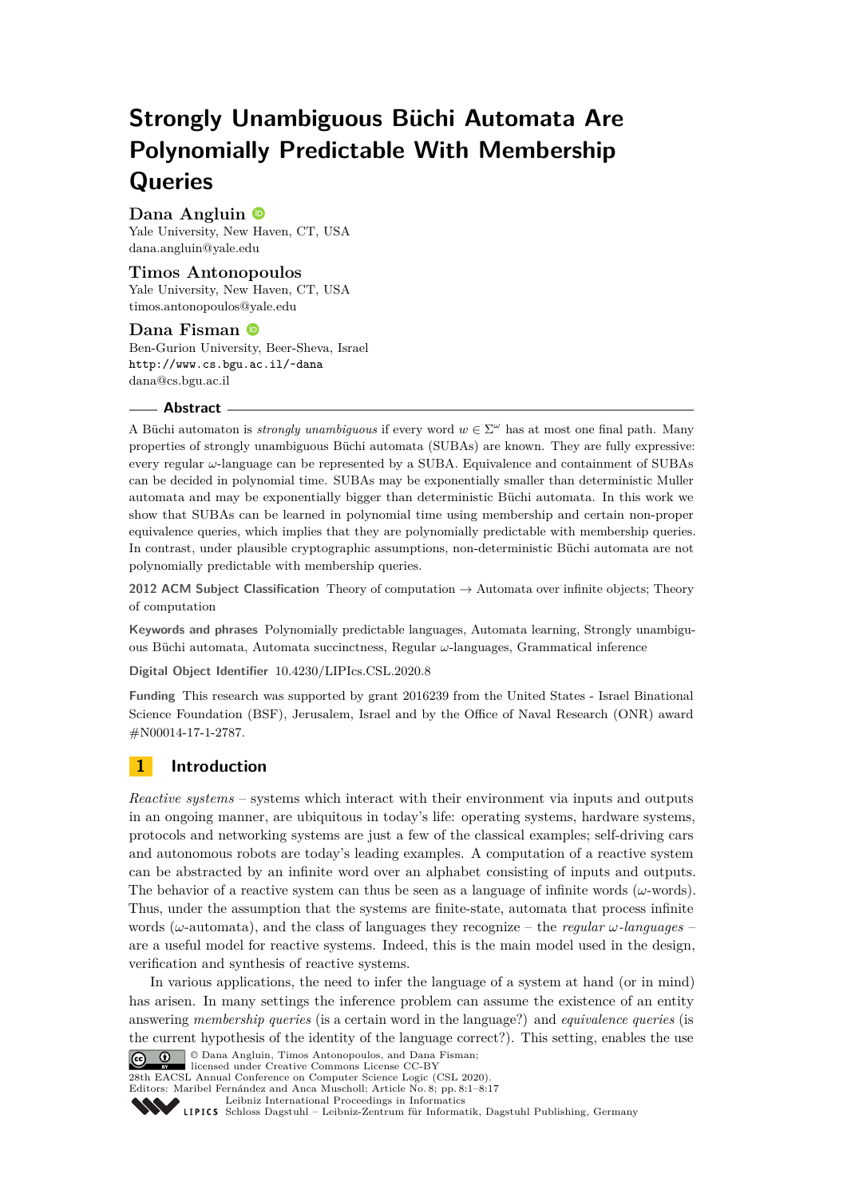# Strongly Unambiguous Büchi Automata Are Polynomially Predictable With Membership Queries

**Dana Angluin**
Yale University, New Haven, CT, USA
dana.angluin@yale.edu

**Timos Antonopoulos**
Yale University, New Haven, CT, USA
timos.antonopoulos@yale.edu

**Dana Fisman**
Ben-Gurion University, Beer-Sheva, Israel
http://www.cs.bgu.ac.il/~dana
dana@cs.bgu.ac.il

## Abstract

A Büchi automaton is *strongly unambiguous* if every word $w \in \Sigma^\omega$ has at most one final path. Many properties of strongly unambiguous Büchi automata (SUBAs) are known. They are fully expressive: every regular $\omega$-language can be represented by a SUBA. Equivalence and containment of SUBAs can be decided in polynomial time. SUBAs may be exponentially smaller than deterministic Muller automata and may be exponentially bigger than deterministic Büchi automata. In this work we show that SUBAs can be learned in polynomial time using membership and certain non-proper equivalence queries, which implies that they are polynomially predictable with membership queries. In contrast, under plausible cryptographic assumptions, non-deterministic Büchi automata are not polynomially predictable with membership queries.

**2012 ACM Subject Classification** Theory of computation → Automata over infinite objects; Theory of computation

**Keywords and phrases** Polynomially predictable languages, Automata learning, Strongly unambiguous Büchi automata, Automata succinctness, Regular $\omega$-languages, Grammatical inference

**Digital Object Identifier** 10.4230/LIPIcs.CSL.2020.8

**Funding** This research was supported by grant 2016239 from the United States - Israel Binational Science Foundation (BSF), Jerusalem, Israel and by the Office of Naval Research (ONR) award #N00014-17-1-2787.

## 1 Introduction

*Reactive systems* – systems which interact with their environment via inputs and outputs in an ongoing manner, are ubiquitous in today's life: operating systems, hardware systems, protocols and networking systems are just a few of the classical examples; self-driving cars and autonomous robots are today's leading examples. A computation of a reactive system can be abstracted by an infinite word over an alphabet consisting of inputs and outputs. The behavior of a reactive system can thus be seen as a language of infinite words ($\omega$-words). Thus, under the assumption that the systems are finite-state, automata that process infinite words ($\omega$-automata), and the class of languages they recognize – the *regular $\omega$-languages* – are a useful model for reactive systems. Indeed, this is the main model used in the design, verification and synthesis of reactive systems.

In various applications, the need to infer the language of a system at hand (or in mind) has arisen. In many settings the inference problem can assume the existence of an entity answering *membership queries* (is a certain word in the language?) and *equivalence queries* (is the current hypothesis of the identity of the language correct?). This setting, enables the use

© Dana Angluin, Timos Antonopoulos, and Dana Fisman;
licensed under Creative Commons License CC-BY
28th EACSL Annual Conference on Computer Science Logic (CSL 2020).
Editors: Maribel Fernández and Anca Muscholl; Article No. 8; pp. 8:1–8:17
Leibniz International Proceedings in Informatics
Schloss Dagstuhl – Leibniz-Zentrum für Informatik, Dagstuhl Publishing, Germany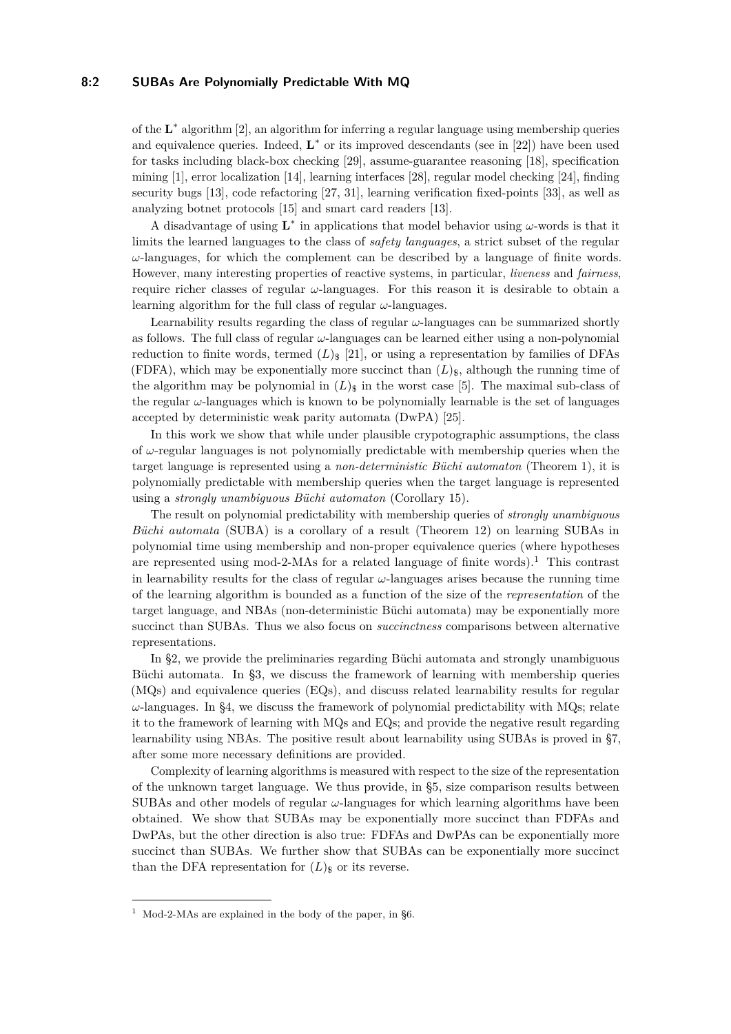of the $\mathbf{L}^*$ algorithm [2], an algorithm for inferring a regular language using membership queries and equivalence queries. Indeed, $\mathbf{L}^*$ or its improved descendants (see in [22]) have been used for tasks including black-box checking [29], assume-guarantee reasoning [18], specification mining [1], error localization [14], learning interfaces [28], regular model checking [24], finding security bugs [13], code refactoring [27, 31], learning verification fixed-points [33], as well as analyzing botnet protocols [15] and smart card readers [13].

A disadvantage of using $\mathbf{L}^*$ in applications that model behavior using $\omega$-words is that it limits the learned languages to the class of *safety languages*, a strict subset of the regular $\omega$-languages, for which the complement can be described by a language of finite words. However, many interesting properties of reactive systems, in particular, *liveness* and *fairness*, require richer classes of regular $\omega$-languages. For this reason it is desirable to obtain a learning algorithm for the full class of regular $\omega$-languages.

Learnability results regarding the class of regular $\omega$-languages can be summarized shortly as follows. The full class of regular $\omega$-languages can be learned either using a non-polynomial reduction to finite words, termed $(L)_\$$ [21], or using a representation by families of DFAs (FDFA), which may be exponentially more succinct than $(L)_\$$, although the running time of the algorithm may be polynomial in $(L)_\$$ in the worst case [5]. The maximal sub-class of the regular $\omega$-languages which is known to be polynomially learnable is the set of languages accepted by deterministic weak parity automata (DwPA) [25].

In this work we show that while under plausible crypotographic assumptions, the class of $\omega$-regular languages is not polynomially predictable with membership queries when the target language is represented using a *non-deterministic Büchi automaton* (Theorem 1), it is polynomially predictable with membership queries when the target language is represented using a *strongly unambiguous Büchi automaton* (Corollary 15).

The result on polynomial predictability with membership queries of *strongly unambiguous Büchi automata* (SUBA) is a corollary of a result (Theorem 12) on learning SUBAs in polynomial time using membership and non-proper equivalence queries (where hypotheses are represented using mod-2-MAs for a related language of finite words).[1] This contrast in learnability results for the class of regular $\omega$-languages arises because the running time of the learning algorithm is bounded as a function of the size of the *representation* of the target language, and NBAs (non-deterministic Büchi automata) may be exponentially more succinct than SUBAs. Thus we also focus on *succinctness* comparisons between alternative representations.

In §2, we provide the preliminaries regarding Büchi automata and strongly unambiguous Büchi automata. In §3, we discuss the framework of learning with membership queries (MQs) and equivalence queries (EQs), and discuss related learnability results for regular $\omega$-languages. In §4, we discuss the framework of polynomial predictability with MQs; relate it to the framework of learning with MQs and EQs; and provide the negative result regarding learnability using NBAs. The positive result about learnability using SUBAs is proved in §7, after some more necessary definitions are provided.

Complexity of learning algorithms is measured with respect to the size of the representation of the unknown target language. We thus provide, in §5, size comparison results between SUBAs and other models of regular $\omega$-languages for which learning algorithms have been obtained. We show that SUBAs may be exponentially more succinct than FDFAs and DwPAs, but the other direction is also true: FDFAs and DwPAs can be exponentially more succinct than SUBAs. We further show that SUBAs can be exponentially more succinct than the DFA representation for $(L)_\$$ or its reverse.

[1] Mod-2-MAs are explained in the body of the paper, in §6.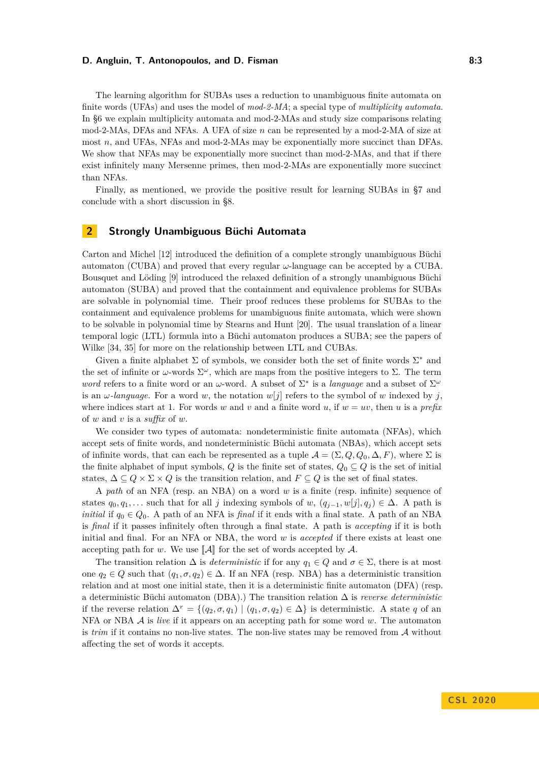The learning algorithm for SUBAs uses a reduction to unambiguous finite automata on finite words (UFAs) and uses the model of *mod-2-MA*; a special type of *multiplicity automata*. In §6 we explain multiplicity automata and mod-2-MAs and study size comparisons relating mod-2-MAs, DFAs and NFAs. A UFA of size $n$ can be represented by a mod-2-MA of size at most $n$, and UFAs, NFAs and mod-2-MAs may be exponentially more succinct than DFAs. We show that NFAs may be exponentially more succinct than mod-2-MAs, and that if there exist infinitely many Mersenne primes, then mod-2-MAs are exponentially more succinct than NFAs.

Finally, as mentioned, we provide the positive result for learning SUBAs in §7 and conclude with a short discussion in §8.

## 2 Strongly Unambiguous Büchi Automata

Carton and Michel [12] introduced the definition of a complete strongly unambiguous Büchi automaton (CUBA) and proved that every regular $\omega$-language can be accepted by a CUBA. Bousquet and Löding [9] introduced the relaxed definition of a strongly unambiguous Büchi automaton (SUBA) and proved that the containment and equivalence problems for SUBAs are solvable in polynomial time. Their proof reduces these problems for SUBAs to the containment and equivalence problems for unambiguous finite automata, which were shown to be solvable in polynomial time by Stearns and Hunt [20]. The usual translation of a linear temporal logic (LTL) formula into a Büchi automaton produces a SUBA; see the papers of Wilke [34, 35] for more on the relationship between LTL and CUBAs.

Given a finite alphabet $\Sigma$ of symbols, we consider both the set of finite words $\Sigma^*$ and the set of infinite or $\omega$-words $\Sigma^\omega$, which are maps from the positive integers to $\Sigma$. The term *word* refers to a finite word or an $\omega$-word. A subset of $\Sigma^*$ is a *language* and a subset of $\Sigma^\omega$ is an *$\omega$-language*. For a word $w$, the notation $w[j]$ refers to the symbol of $w$ indexed by $j$, where indices start at 1. For words $w$ and $v$ and a finite word $u$, if $w = uv$, then $u$ is a *prefix* of $w$ and $v$ is a *suffix* of $w$.

We consider two types of automata: nondeterministic finite automata (NFAs), which accept sets of finite words, and nondeterministic Büchi automata (NBAs), which accept sets of infinite words, that can each be represented as a tuple $\mathcal{A} = (\Sigma, Q, Q_0, \Delta, F)$, where $\Sigma$ is the finite alphabet of input symbols, $Q$ is the finite set of states, $Q_0 \subseteq Q$ is the set of initial states, $\Delta \subseteq Q \times \Sigma \times Q$ is the transition relation, and $F \subseteq Q$ is the set of final states.

A *path* of an NFA (resp. an NBA) on a word $w$ is a finite (resp. infinite) sequence of states $q_0, q_1, \ldots$ such that for all $j$ indexing symbols of $w$, $(q_{j-1}, w[j], q_j) \in \Delta$. A path is *initial* if $q_0 \in Q_0$. A path of an NFA is *final* if it ends with a final state. A path of an NBA is *final* if it passes infinitely often through a final state. A path is *accepting* if it is both initial and final. For an NFA or NBA, the word $w$ is *accepted* if there exists at least one accepting path for $w$. We use $[\![\mathcal{A}]\!]$ for the set of words accepted by $\mathcal{A}$.

The transition relation $\Delta$ is *deterministic* if for any $q_1 \in Q$ and $\sigma \in \Sigma$, there is at most one $q_2 \in Q$ such that $(q_1, \sigma, q_2) \in \Delta$. If an NFA (resp. NBA) has a deterministic transition relation and at most one initial state, then it is a deterministic finite automaton (DFA) (resp. a deterministic Büchi automaton (DBA).) The transition relation $\Delta$ is *reverse deterministic* if the reverse relation $\Delta^r = \{(q_2, \sigma, q_1) \mid (q_1, \sigma, q_2) \in \Delta\}$ is deterministic. A state $q$ of an NFA or NBA $\mathcal{A}$ is *live* if it appears on an accepting path for some word $w$. The automaton is *trim* if it contains no non-live states. The non-live states may be removed from $\mathcal{A}$ without affecting the set of words it accepts.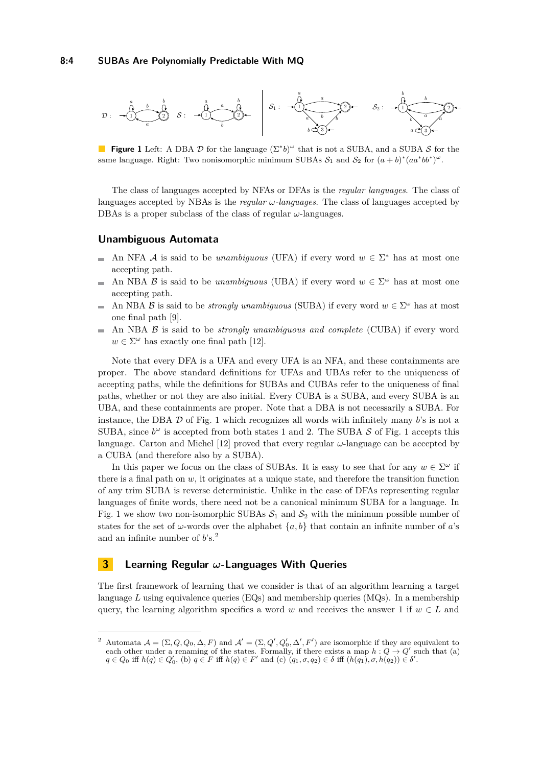**Figure 1** Left: A DBA $\mathcal{D}$ for the language $(\Sigma^* b)^\omega$ that is not a SUBA, and a SUBA $\mathcal{S}$ for the same language. Right: Two nonisomorphic minimum SUBAs $\mathcal{S}_1$ and $\mathcal{S}_2$ for $(a+b)^*(aa^*bb^*)^\omega$.

The class of languages accepted by NFAs or DFAs is the *regular languages*. The class of languages accepted by NBAs is the *regular $\omega$-languages*. The class of languages accepted by DBAs is a proper subclass of the class of regular $\omega$-languages.

## Unambiguous Automata

- An NFA $\mathcal{A}$ is said to be *unambiguous* (UFA) if every word $w \in \Sigma^*$ has at most one accepting path.
- An NBA $\mathcal{B}$ is said to be *unambiguous* (UBA) if every word $w \in \Sigma^\omega$ has at most one accepting path.
- An NBA $\mathcal{B}$ is said to be *strongly unambiguous* (SUBA) if every word $w \in \Sigma^\omega$ has at most one final path [9].
- An NBA $\mathcal{B}$ is said to be *strongly unambiguous and complete* (CUBA) if every word $w \in \Sigma^\omega$ has exactly one final path [12].

Note that every DFA is a UFA and every UFA is an NFA, and these containments are proper. The above standard definitions for UFAs and UBAs refer to the uniqueness of accepting paths, while the definitions for SUBAs and CUBAs refer to the uniqueness of final paths, whether or not they are also initial. Every CUBA is a SUBA, and every SUBA is an UBA, and these containments are proper. Note that a DBA is not necessarily a SUBA. For instance, the DBA $\mathcal{D}$ of Fig. 1 which recognizes all words with infinitely many $b$'s is not a SUBA, since $b^\omega$ is accepted from both states 1 and 2. The SUBA $\mathcal{S}$ of Fig. 1 accepts this language. Carton and Michel [12] proved that every regular $\omega$-language can be accepted by a CUBA (and therefore also by a SUBA).

In this paper we focus on the class of SUBAs. It is easy to see that for any $w \in \Sigma^\omega$ if there is a final path on $w$, it originates at a unique state, and therefore the transition function of any trim SUBA is reverse deterministic. Unlike in the case of DFAs representing regular languages of finite words, there need not be a canonical minimum SUBA for a language. In Fig. 1 we show two non-isomorphic SUBAs $\mathcal{S}_1$ and $\mathcal{S}_2$ with the minimum possible number of states for the set of $\omega$-words over the alphabet $\{a, b\}$ that contain an infinite number of $a$'s and an infinite number of $b$'s.[2]

# 3 Learning Regular $\omega$-Languages With Queries

The first framework of learning that we consider is that of an algorithm learning a target language $L$ using equivalence queries (EQs) and membership queries (MQs). In a membership query, the learning algorithm specifies a word $w$ and receives the answer 1 if $w \in L$ and

[2] Automata $\mathcal{A} = (\Sigma, Q, Q_0, \Delta, F)$ and $\mathcal{A}' = (\Sigma, Q', Q_0', \Delta', F')$ are isomorphic if they are equivalent to each other under a renaming of the states. Formally, if there exists a map $h : Q \to Q'$ such that (a) $q \in Q_0$ iff $h(q) \in Q_0'$, (b) $q \in F$ iff $h(q) \in F'$ and (c) $(q_1, \sigma, q_2) \in \delta$ iff $(h(q_1), \sigma, h(q_2)) \in \delta'$.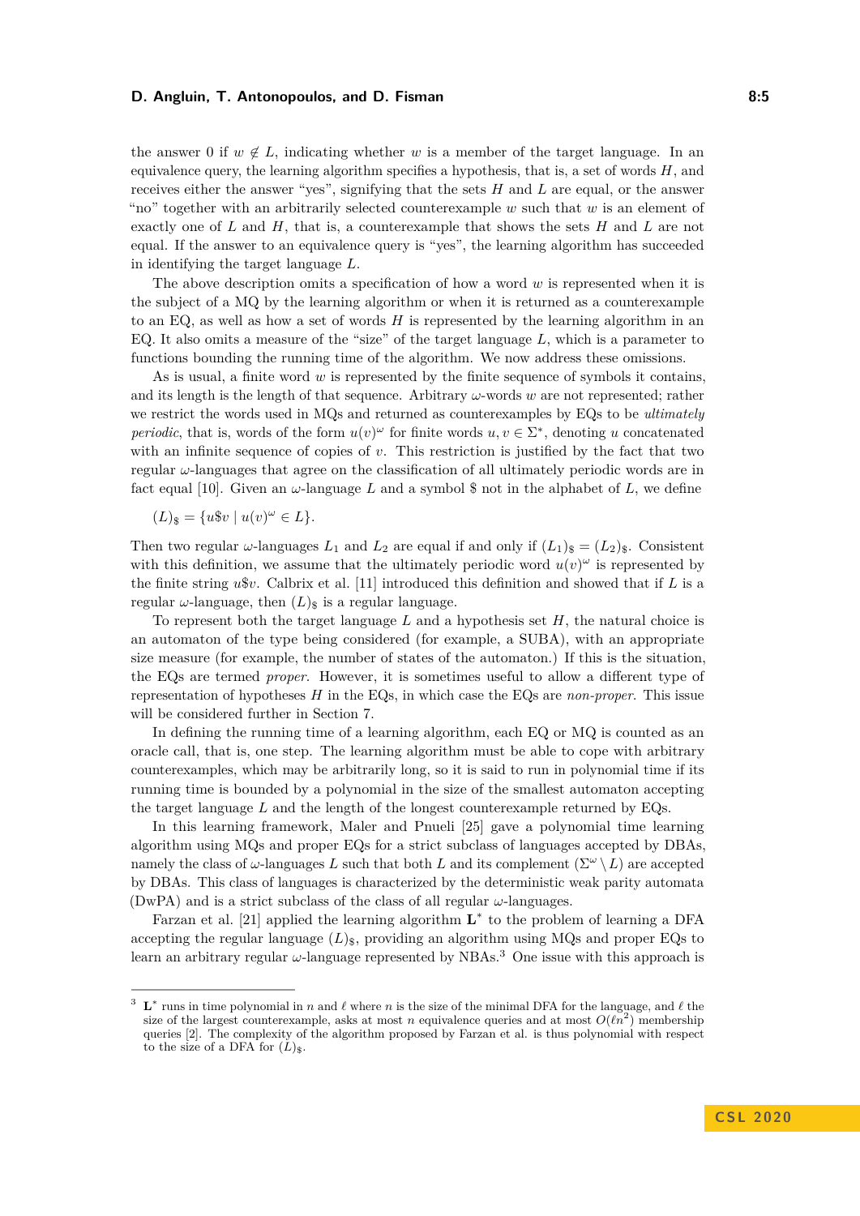the answer 0 if $w \notin L$, indicating whether $w$ is a member of the target language. In an equivalence query, the learning algorithm specifies a hypothesis, that is, a set of words $H$, and receives either the answer "yes", signifying that the sets $H$ and $L$ are equal, or the answer "no" together with an arbitrarily selected counterexample $w$ such that $w$ is an element of exactly one of $L$ and $H$, that is, a counterexample that shows the sets $H$ and $L$ are not equal. If the answer to an equivalence query is "yes", the learning algorithm has succeeded in identifying the target language $L$.

The above description omits a specification of how a word $w$ is represented when it is the subject of a MQ by the learning algorithm or when it is returned as a counterexample to an EQ, as well as how a set of words $H$ is represented by the learning algorithm in an EQ. It also omits a measure of the "size" of the target language $L$, which is a parameter to functions bounding the running time of the algorithm. We now address these omissions.

As is usual, a finite word $w$ is represented by the finite sequence of symbols it contains, and its length is the length of that sequence. Arbitrary $\omega$-words $w$ are not represented; rather we restrict the words used in MQs and returned as counterexamples by EQs to be *ultimately periodic*, that is, words of the form $u(v)^\omega$ for finite words $u, v \in \Sigma^*$, denoting $u$ concatenated with an infinite sequence of copies of $v$. This restriction is justified by the fact that two regular $\omega$-languages that agree on the classification of all ultimately periodic words are in fact equal [10]. Given an $\omega$-language $L$ and a symbol \$ not in the alphabet of $L$, we define

$$(L)_\$ = \{u\$v \mid u(v)^\omega \in L\}.$$

Then two regular $\omega$-languages $L_1$ and $L_2$ are equal if and only if $(L_1)_\$ = (L_2)_\$$. Consistent with this definition, we assume that the ultimately periodic word $u(v)^\omega$ is represented by the finite string $u\$v$. Calbrix et al. [11] introduced this definition and showed that if $L$ is a regular $\omega$-language, then $(L)_\$$ is a regular language.

To represent both the target language $L$ and a hypothesis set $H$, the natural choice is an automaton of the type being considered (for example, a SUBA), with an appropriate size measure (for example, the number of states of the automaton.) If this is the situation, the EQs are termed *proper*. However, it is sometimes useful to allow a different type of representation of hypotheses $H$ in the EQs, in which case the EQs are *non-proper*. This issue will be considered further in Section 7.

In defining the running time of a learning algorithm, each EQ or MQ is counted as an oracle call, that is, one step. The learning algorithm must be able to cope with arbitrary counterexamples, which may be arbitrarily long, so it is said to run in polynomial time if its running time is bounded by a polynomial in the size of the smallest automaton accepting the target language $L$ and the length of the longest counterexample returned by EQs.

In this learning framework, Maler and Pnueli [25] gave a polynomial time learning algorithm using MQs and proper EQs for a strict subclass of languages accepted by DBAs, namely the class of $\omega$-languages $L$ such that both $L$ and its complement $(\Sigma^\omega \setminus L)$ are accepted by DBAs. This class of languages is characterized by the deterministic weak parity automata (DwPA) and is a strict subclass of the class of all regular $\omega$-languages.

Farzan et al. [21] applied the learning algorithm $\mathbf{L}^*$ to the problem of learning a DFA accepting the regular language $(L)_\$$, providing an algorithm using MQs and proper EQs to learn an arbitrary regular $\omega$-language represented by NBAs.[3] One issue with this approach is

[3] $\mathbf{L}^*$ runs in time polynomial in $n$ and $\ell$ where $n$ is the size of the minimal DFA for the language, and $\ell$ the size of the largest counterexample, asks at most $n$ equivalence queries and at most $O(\ell n^2)$ membership queries [2]. The complexity of the algorithm proposed by Farzan et al. is thus polynomial with respect to the size of a DFA for $(L)_\$$.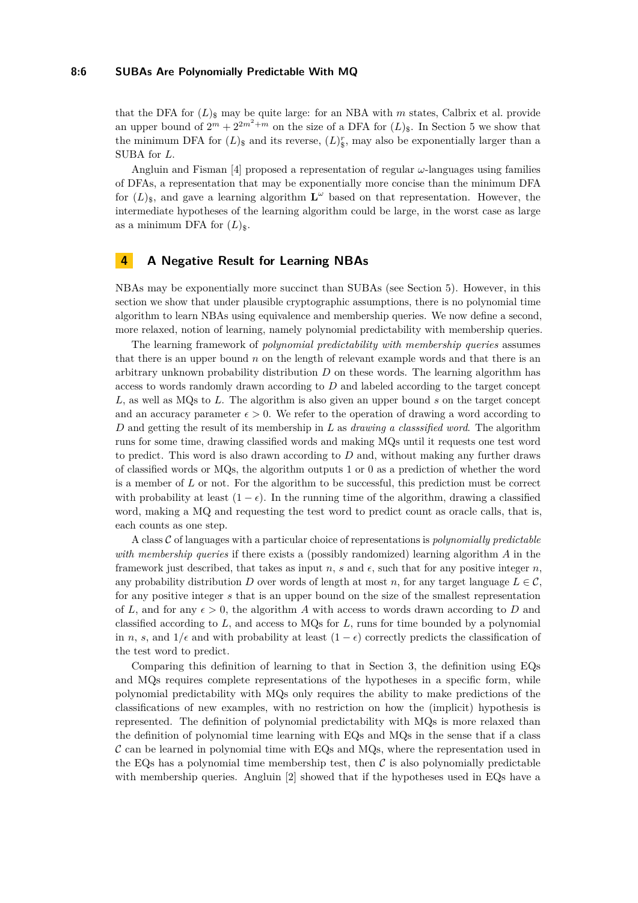that the DFA for $(L)_\$$ may be quite large: for an NBA with $m$ states, Calbrix et al. provide an upper bound of $2^m + 2^{2m^2+m}$ on the size of a DFA for $(L)_\$$. In Section 5 we show that the minimum DFA for $(L)_\$$ and its reverse, $(L)_\$^r$, may also be exponentially larger than a SUBA for $L$.

Angluin and Fisman [4] proposed a representation of regular $\omega$-languages using families of DFAs, a representation that may be exponentially more concise than the minimum DFA for $(L)_\$$, and gave a learning algorithm $\mathbf{L}^\omega$ based on that representation. However, the intermediate hypotheses of the learning algorithm could be large, in the worst case as large as a minimum DFA for $(L)_\$$.

## 4 A Negative Result for Learning NBAs

NBAs may be exponentially more succinct than SUBAs (see Section 5). However, in this section we show that under plausible cryptographic assumptions, there is no polynomial time algorithm to learn NBAs using equivalence and membership queries. We now define a second, more relaxed, notion of learning, namely polynomial predictability with membership queries.

The learning framework of *polynomial predictability with membership queries* assumes that there is an upper bound $n$ on the length of relevant example words and that there is an arbitrary unknown probability distribution $D$ on these words. The learning algorithm has access to words randomly drawn according to $D$ and labeled according to the target concept $L$, as well as MQs to $L$. The algorithm is also given an upper bound $s$ on the target concept and an accuracy parameter $\epsilon > 0$. We refer to the operation of drawing a word according to $D$ and getting the result of its membership in $L$ as *drawing a classsified word*. The algorithm runs for some time, drawing classified words and making MQs until it requests one test word to predict. This word is also drawn according to $D$ and, without making any further draws of classified words or MQs, the algorithm outputs 1 or 0 as a prediction of whether the word is a member of $L$ or not. For the algorithm to be successful, this prediction must be correct with probability at least $(1 - \epsilon)$. In the running time of the algorithm, drawing a classified word, making a MQ and requesting the test word to predict count as oracle calls, that is, each counts as one step.

A class $\mathcal{C}$ of languages with a particular choice of representations is *polynomially predictable with membership queries* if there exists a (possibly randomized) learning algorithm $A$ in the framework just described, that takes as input $n$, $s$ and $\epsilon$, such that for any positive integer $n$, any probability distribution $D$ over words of length at most $n$, for any target language $L \in \mathcal{C}$, for any positive integer $s$ that is an upper bound on the size of the smallest representation of $L$, and for any $\epsilon > 0$, the algorithm $A$ with access to words drawn according to $D$ and classified according to $L$, and access to MQs for $L$, runs for time bounded by a polynomial in $n$, $s$, and $1/\epsilon$ and with probability at least $(1 - \epsilon)$ correctly predicts the classification of the test word to predict.

Comparing this definition of learning to that in Section 3, the definition using EQs and MQs requires complete representations of the hypotheses in a specific form, while polynomial predictability with MQs only requires the ability to make predictions of the classifications of new examples, with no restriction on how the (implicit) hypothesis is represented. The definition of polynomial predictability with MQs is more relaxed than the definition of polynomial time learning with EQs and MQs in the sense that if a class $\mathcal{C}$ can be learned in polynomial time with EQs and MQs, where the representation used in the EQs has a polynomial time membership test, then $\mathcal{C}$ is also polynomially predictable with membership queries. Angluin [2] showed that if the hypotheses used in EQs have a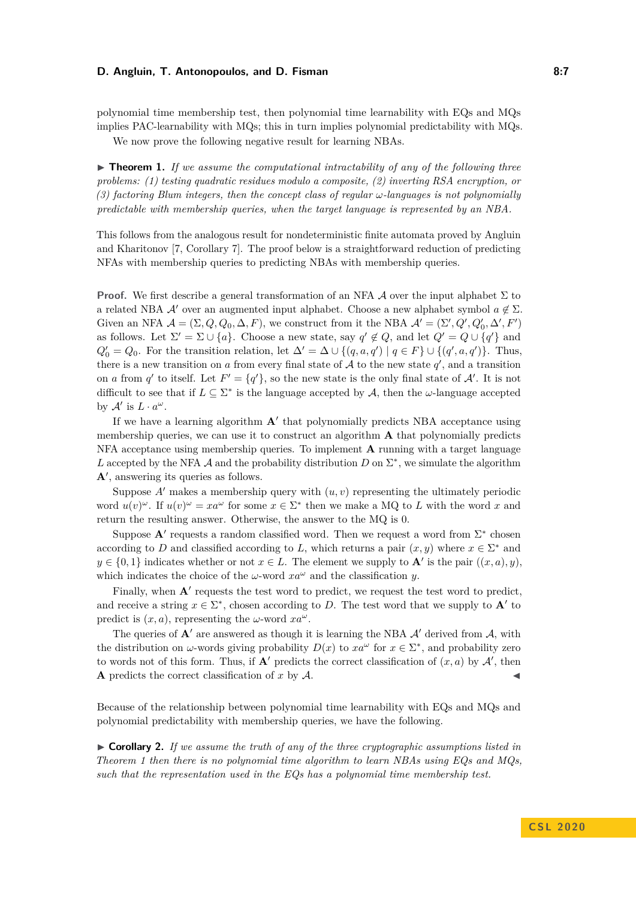polynomial time membership test, then polynomial time learnability with EQs and MQs implies PAC-learnability with MQs; this in turn implies polynomial predictability with MQs.

We now prove the following negative result for learning NBAs.

▶ **Theorem 1.** *If we assume the computational intractability of any of the following three problems: (1) testing quadratic residues modulo a composite, (2) inverting RSA encryption, or (3) factoring Blum integers, then the concept class of regular $\omega$-languages is not polynomially predictable with membership queries, when the target language is represented by an NBA.*

This follows from the analogous result for nondeterministic finite automata proved by Angluin and Kharitonov [7, Corollary 7]. The proof below is a straightforward reduction of predicting NFAs with membership queries to predicting NBAs with membership queries.

**Proof.** We first describe a general transformation of an NFA $\mathcal{A}$ over the input alphabet $\Sigma$ to a related NBA $\mathcal{A}'$ over an augmented input alphabet. Choose a new alphabet symbol $a \notin \Sigma$. Given an NFA $\mathcal{A} = (\Sigma, Q, Q_0, \Delta, F)$, we construct from it the NBA $\mathcal{A}' = (\Sigma', Q', Q_0', \Delta', F')$ as follows. Let $\Sigma' = \Sigma \cup \{a\}$. Choose a new state, say $q' \notin Q$, and let $Q' = Q \cup \{q'\}$ and $Q_0' = Q_0$. For the transition relation, let $\Delta' = \Delta \cup \{(q, a, q') \mid q \in F\} \cup \{(q', a, q')\}$. Thus, there is a new transition on $a$ from every final state of $\mathcal{A}$ to the new state $q'$, and a transition on $a$ from $q'$ to itself. Let $F' = \{q'\}$, so the new state is the only final state of $\mathcal{A}'$. It is not difficult to see that if $L \subseteq \Sigma^*$ is the language accepted by $\mathcal{A}$, then the $\omega$-language accepted by $\mathcal{A}'$ is $L \cdot a^\omega$.

If we have a learning algorithm $\mathbf{A}'$ that polynomially predicts NBA acceptance using membership queries, we can use it to construct an algorithm $\mathbf{A}$ that polynomially predicts NFA acceptance using membership queries. To implement $\mathbf{A}$ running with a target language $L$ accepted by the NFA $\mathcal{A}$ and the probability distribution $D$ on $\Sigma^*$, we simulate the algorithm $\mathbf{A}'$, answering its queries as follows.

Suppose $A'$ makes a membership query with $(u, v)$ representing the ultimately periodic word $u(v)^\omega$. If $u(v)^\omega = xa^\omega$ for some $x \in \Sigma^*$ then we make a MQ to $L$ with the word $x$ and return the resulting answer. Otherwise, the answer to the MQ is 0.

Suppose $\mathbf{A}'$ requests a random classified word. Then we request a word from $\Sigma^*$ chosen according to $D$ and classified according to $L$, which returns a pair $(x, y)$ where $x \in \Sigma^*$ and $y \in \{0, 1\}$ indicates whether or not $x \in L$. The element we supply to $\mathbf{A}'$ is the pair $((x, a), y)$, which indicates the choice of the $\omega$-word $xa^\omega$ and the classification $y$.

Finally, when $\mathbf{A}'$ requests the test word to predict, we request the test word to predict, and receive a string $x \in \Sigma^*$, chosen according to $D$. The test word that we supply to $\mathbf{A}'$ to predict is $(x, a)$, representing the $\omega$-word $xa^\omega$.

The queries of $\mathbf{A}'$ are answered as though it is learning the NBA $\mathcal{A}'$ derived from $\mathcal{A}$, with the distribution on $\omega$-words giving probability $D(x)$ to $xa^\omega$ for $x \in \Sigma^*$, and probability zero to words not of this form. Thus, if $\mathbf{A}'$ predicts the correct classification of $(x, a)$ by $\mathcal{A}'$, then $\mathbf{A}$ predicts the correct classification of $x$ by $\mathcal{A}$. ◀

Because of the relationship between polynomial time learnability with EQs and MQs and polynomial predictability with membership queries, we have the following.

▶ **Corollary 2.** *If we assume the truth of any of the three cryptographic assumptions listed in Theorem 1 then there is no polynomial time algorithm to learn NBAs using EQs and MQs, such that the representation used in the EQs has a polynomial time membership test.*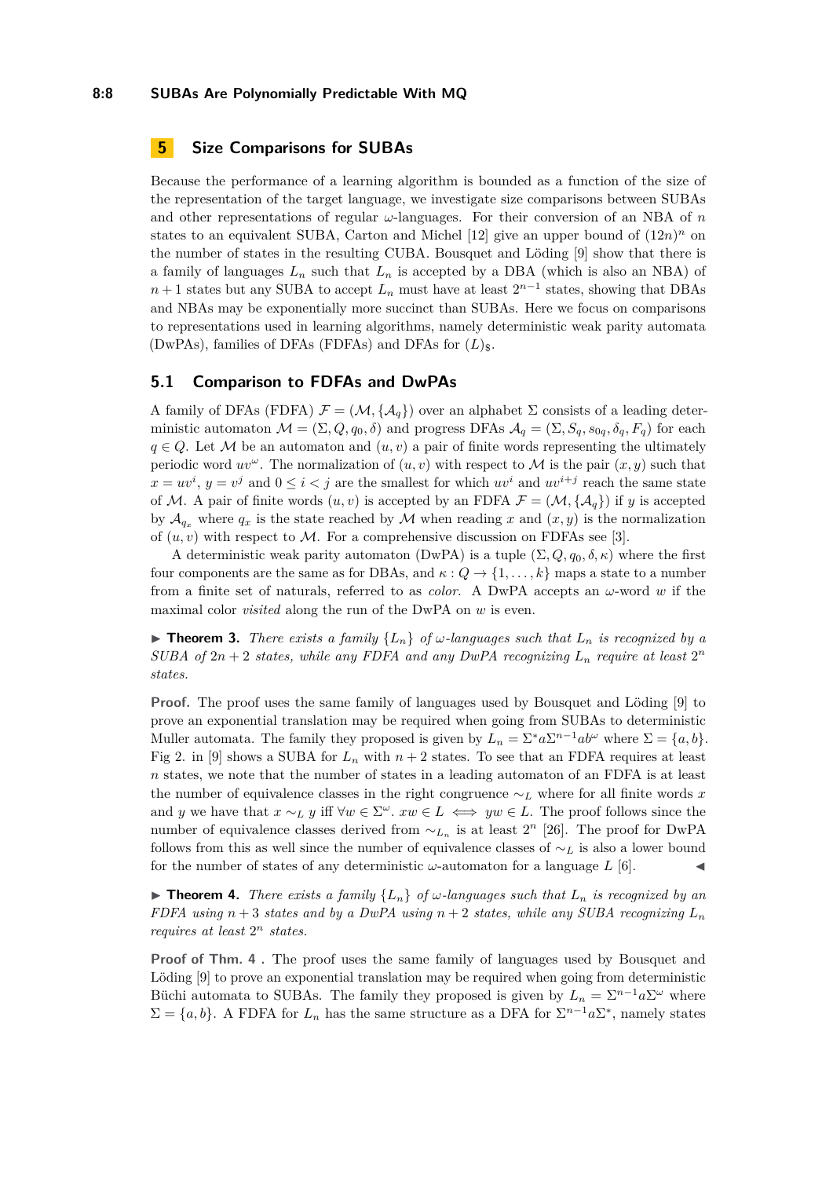## 5 Size Comparisons for SUBAs

Because the performance of a learning algorithm is bounded as a function of the size of the representation of the target language, we investigate size comparisons between SUBAs and other representations of regular $\omega$-languages. For their conversion of an NBA of $n$ states to an equivalent SUBA, Carton and Michel [12] give an upper bound of $(12n)^n$ on the number of states in the resulting CUBA. Bousquet and Löding [9] show that there is a family of languages $L_n$ such that $L_n$ is accepted by a DBA (which is also an NBA) of $n+1$ states but any SUBA to accept $L_n$ must have at least $2^{n-1}$ states, showing that DBAs and NBAs may be exponentially more succinct than SUBAs. Here we focus on comparisons to representations used in learning algorithms, namely deterministic weak parity automata (DwPAs), families of DFAs (FDFAs) and DFAs for $(L)_\$$.

### 5.1 Comparison to FDFAs and DwPAs

A family of DFAs (FDFA) $\mathcal{F} = (\mathcal{M}, \{\mathcal{A}_q\})$ over an alphabet $\Sigma$ consists of a leading deterministic automaton $\mathcal{M} = (\Sigma, Q, q_0, \delta)$ and progress DFAs $\mathcal{A}_q = (\Sigma, S_q, s_{0q}, \delta_q, F_q)$ for each $q \in Q$. Let $\mathcal{M}$ be an automaton and $(u, v)$ a pair of finite words representing the ultimately periodic word $uv^\omega$. The normalization of $(u, v)$ with respect to $\mathcal{M}$ is the pair $(x, y)$ such that $x = uv^i$, $y = v^j$ and $0 \leq i < j$ are the smallest for which $uv^i$ and $uv^{i+j}$ reach the same state of $\mathcal{M}$. A pair of finite words $(u, v)$ is accepted by an FDFA $\mathcal{F} = (\mathcal{M}, \{\mathcal{A}_q\})$ if $y$ is accepted by $\mathcal{A}_{q_x}$ where $q_x$ is the state reached by $\mathcal{M}$ when reading $x$ and $(x, y)$ is the normalization of $(u, v)$ with respect to $\mathcal{M}$. For a comprehensive discussion on FDFAs see [3].

A deterministic weak parity automaton (DwPA) is a tuple $(\Sigma, Q, q_0, \delta, \kappa)$ where the first four components are the same as for DBAs, and $\kappa : Q \to \{1, \ldots, k\}$ maps a state to a number from a finite set of naturals, referred to as *color*. A DwPA accepts an $\omega$-word $w$ if the maximal color *visited* along the run of the DwPA on $w$ is even.

▶ **Theorem 3.** *There exists a family $\{L_n\}$ of $\omega$-languages such that $L_n$ is recognized by a SUBA of $2n+2$ states, while any FDFA and any DwPA recognizing $L_n$ require at least $2^n$ states.*

**Proof.** The proof uses the same family of languages used by Bousquet and Löding [9] to prove an exponential translation may be required when going from SUBAs to deterministic Muller automata. The family they proposed is given by $L_n = \Sigma^* a \Sigma^{n-1} ab^\omega$ where $\Sigma = \{a, b\}$. Fig 2. in [9] shows a SUBA for $L_n$ with $n+2$ states. To see that an FDFA requires at least $n$ states, we note that the number of states in a leading automaton of an FDFA is at least the number of equivalence classes in the right congruence $\sim_L$ where for all finite words $x$ and $y$ we have that $x \sim_L y$ iff $\forall w \in \Sigma^\omega.\ xw \in L \iff yw \in L$. The proof follows since the number of equivalence classes derived from $\sim_{L_n}$ is at least $2^n$ [26]. The proof for DwPA follows from this as well since the number of equivalence classes of $\sim_L$ is also a lower bound for the number of states of any deterministic $\omega$-automaton for a language $L$ [6]. ◀

▶ **Theorem 4.** *There exists a family $\{L_n\}$ of $\omega$-languages such that $L_n$ is recognized by an FDFA using $n+3$ states and by a DwPA using $n+2$ states, while any SUBA recognizing $L_n$ requires at least $2^n$ states.*

**Proof of Thm. 4 .** The proof uses the same family of languages used by Bousquet and Löding [9] to prove an exponential translation may be required when going from deterministic Büchi automata to SUBAs. The family they proposed is given by $L_n = \Sigma^{n-1} a \Sigma^\omega$ where $\Sigma = \{a, b\}$. A FDFA for $L_n$ has the same structure as a DFA for $\Sigma^{n-1} a \Sigma^*$, namely states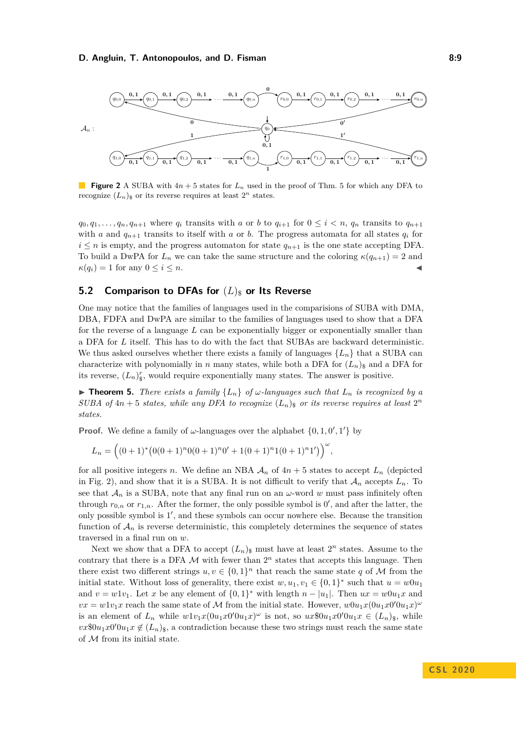Figure 2 A SUBA with $4n+5$ states for $L_n$ used in the proof of Thm. 5 for which any DFA to recognize $(L_n)_\$$ or its reverse requires at least $2^n$ states.

$q_0, q_1, \ldots, q_n, q_{n+1}$ where $q_i$ transits with $a$ or $b$ to $q_{i+1}$ for $0 \leq i < n$, $q_n$ transits to $q_{n+1}$ with $a$ and $q_{n+1}$ transits to itself with $a$ or $b$. The progress automata for all states $q_i$ for $i \leq n$ is empty, and the progress automaton for state $q_{n+1}$ is the one state accepting DFA. To build a DwPA for $L_n$ we can take the same structure and the coloring $\kappa(q_{n+1}) = 2$ and $\kappa(q_i) = 1$ for any $0 \leq i \leq n$. ◀

## 5.2 Comparison to DFAs for $(L)_\$$ or Its Reverse

One may notice that the families of languages used in the comparisions of SUBA with DMA, DBA, FDFA and DwPA are similar to the families of languages used to show that a DFA for the reverse of a language $L$ can be exponentially bigger or exponentially smaller than a DFA for $L$ itself. This has to do with the fact that SUBAs are backward deterministic. We thus asked ourselves whether there exists a family of languages $\{L_n\}$ that a SUBA can characterize with polynomially in $n$ many states, while both a DFA for $(L_n)_\$$ and a DFA for its reverse, $(L_n)^r_\$$, would require exponentially many states. The answer is positive.

▶ **Theorem 5.** *There exists a family $\{L_n\}$ of $\omega$-languages such that $L_n$ is recognized by a SUBA of $4n+5$ states, while any DFA to recognize $(L_n)_\$$ or its reverse requires at least $2^n$ states.*

**Proof.** We define a family of $\omega$-languages over the alphabet $\{0, 1, 0', 1'\}$ by

$$L_n = \Big((0+1)^*\big(0(0+1)^n 0(0+1)^n 0' + 1(0+1)^n 1(0+1)^n 1'\big)\Big)^\omega,$$

for all positive integers $n$. We define an NBA $\mathcal{A}_n$ of $4n+5$ states to accept $L_n$ (depicted in Fig. 2), and show that it is a SUBA. It is not difficult to verify that $\mathcal{A}_n$ accepts $L_n$. To see that $\mathcal{A}_n$ is a SUBA, note that any final run on an $\omega$-word $w$ must pass infinitely often through $r_{0,n}$ or $r_{1,n}$. After the former, the only possible symbol is $0'$, and after the latter, the only possible symbol is $1'$, and these symbols can occur nowhere else. Because the transition function of $\mathcal{A}_n$ is reverse deterministic, this completely determines the sequence of states traversed in a final run on $w$.

Next we show that a DFA to accept $(L_n)_\$$ must have at least $2^n$ states. Assume to the contrary that there is a DFA $\mathcal{M}$ with fewer than $2^n$ states that accepts this language. Then there exist two different strings $u, v \in \{0,1\}^n$ that reach the same state $q$ of $\mathcal{M}$ from the initial state. Without loss of generality, there exist $w, u_1, v_1 \in \{0,1\}^*$ such that $u = w0u_1$ and $v = w1v_1$. Let $x$ be any element of $\{0,1\}^*$ with length $n - |u_1|$. Then $ux = w0u_1x$ and $vx = w1v_1x$ reach the same state of $\mathcal{M}$ from the initial state. However, $w0u_1x(0u_1x0'0u_1x)^\omega$ is an element of $L_n$ while $w1v_1x(0u_1x0'0u_1x)^\omega$ is not, so $ux\$0u_1x0'0u_1x \in (L_n)_\$$, while $vx\$0u_1x0'0u_1x \notin (L_n)_\$$, a contradiction because these two strings must reach the same state of $\mathcal{M}$ from its initial state.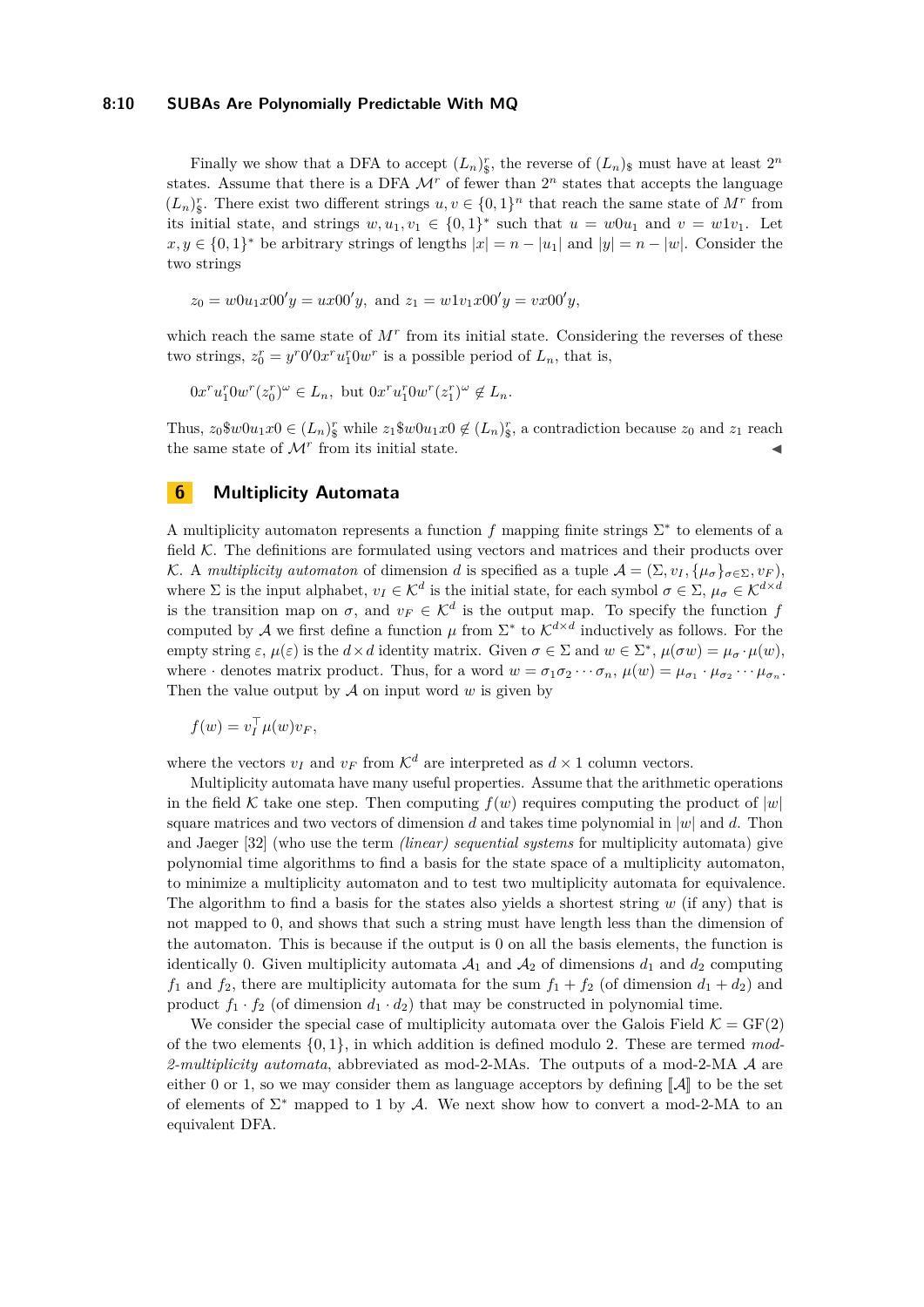Finally we show that a DFA to accept $(L_n)^r_\$$, the reverse of $(L_n)_\$$ must have at least $2^n$ states. Assume that there is a DFA $\mathcal{M}^r$ of fewer than $2^n$ states that accepts the language $(L_n)^r_\$$. There exist two different strings $u, v \in \{0,1\}^n$ that reach the same state of $M^r$ from its initial state, and strings $w, u_1, v_1 \in \{0,1\}^*$ such that $u = w0u_1$ and $v = w1v_1$. Let $x, y \in \{0,1\}^*$ be arbitrary strings of lengths $|x| = n - |u_1|$ and $|y| = n - |w|$. Consider the two strings

$$z_0 = w0u_1x00'y = ux00'y, \text{ and } z_1 = w1v_1x00'y = vx00'y,$$

which reach the same state of $M^r$ from its initial state. Considering the reverses of these two strings, $z_0^r = y^r0'0x^ru_1^r0w^r$ is a possible period of $L_n$, that is,

$$0x^ru_1^r0w^r(z_0^r)^\omega \in L_n, \text{ but } 0x^ru_1^r0w^r(z_1^r)^\omega \notin L_n.$$

Thus, $z_0\$w0u_1x0 \in (L_n)^r_\$$ while $z_1\$w0u_1x0 \notin (L_n)^r_\$$, a contradiction because $z_0$ and $z_1$ reach the same state of $\mathcal{M}^r$ from its initial state. ◀

# 6 Multiplicity Automata

A multiplicity automaton represents a function $f$ mapping finite strings $\Sigma^*$ to elements of a field $\mathcal{K}$. The definitions are formulated using vectors and matrices and their products over $\mathcal{K}$. A *multiplicity automaton* of dimension $d$ is specified as a tuple $\mathcal{A} = (\Sigma, v_I, \{\mu_\sigma\}_{\sigma\in\Sigma}, v_F)$, where $\Sigma$ is the input alphabet, $v_I \in \mathcal{K}^d$ is the initial state, for each symbol $\sigma \in \Sigma$, $\mu_\sigma \in \mathcal{K}^{d\times d}$ is the transition map on $\sigma$, and $v_F \in \mathcal{K}^d$ is the output map. To specify the function $f$ computed by $\mathcal{A}$ we first define a function $\mu$ from $\Sigma^*$ to $\mathcal{K}^{d\times d}$ inductively as follows. For the empty string $\varepsilon$, $\mu(\varepsilon)$ is the $d\times d$ identity matrix. Given $\sigma \in \Sigma$ and $w \in \Sigma^*$, $\mu(\sigma w) = \mu_\sigma \cdot \mu(w)$, where $\cdot$ denotes matrix product. Thus, for a word $w = \sigma_1\sigma_2\cdots\sigma_n$, $\mu(w) = \mu_{\sigma_1}\cdot\mu_{\sigma_2}\cdots\mu_{\sigma_n}$. Then the value output by $\mathcal{A}$ on input word $w$ is given by

$$f(w) = v_I^\top \mu(w) v_F,$$

where the vectors $v_I$ and $v_F$ from $\mathcal{K}^d$ are interpreted as $d \times 1$ column vectors.

Multiplicity automata have many useful properties. Assume that the arithmetic operations in the field $\mathcal{K}$ take one step. Then computing $f(w)$ requires computing the product of $|w|$ square matrices and two vectors of dimension $d$ and takes time polynomial in $|w|$ and $d$. Thon and Jaeger [32] (who use the term *(linear) sequential systems* for multiplicity automata) give polynomial time algorithms to find a basis for the state space of a multiplicity automaton, to minimize a multiplicity automaton and to test two multiplicity automata for equivalence. The algorithm to find a basis for the states also yields a shortest string $w$ (if any) that is not mapped to 0, and shows that such a string must have length less than the dimension of the automaton. This is because if the output is 0 on all the basis elements, the function is identically 0. Given multiplicity automata $\mathcal{A}_1$ and $\mathcal{A}_2$ of dimensions $d_1$ and $d_2$ computing $f_1$ and $f_2$, there are multiplicity automata for the sum $f_1 + f_2$ (of dimension $d_1 + d_2$) and product $f_1 \cdot f_2$ (of dimension $d_1 \cdot d_2$) that may be constructed in polynomial time.

We consider the special case of multiplicity automata over the Galois Field $\mathcal{K} = \mathrm{GF}(2)$ of the two elements $\{0, 1\}$, in which addition is defined modulo 2. These are termed *mod-2-multiplicity automata*, abbreviated as mod-2-MAs. The outputs of a mod-2-MA $\mathcal{A}$ are either 0 or 1, so we may consider them as language acceptors by defining $[\![\mathcal{A}]\!]$ to be the set of elements of $\Sigma^*$ mapped to 1 by $\mathcal{A}$. We next show how to convert a mod-2-MA to an equivalent DFA.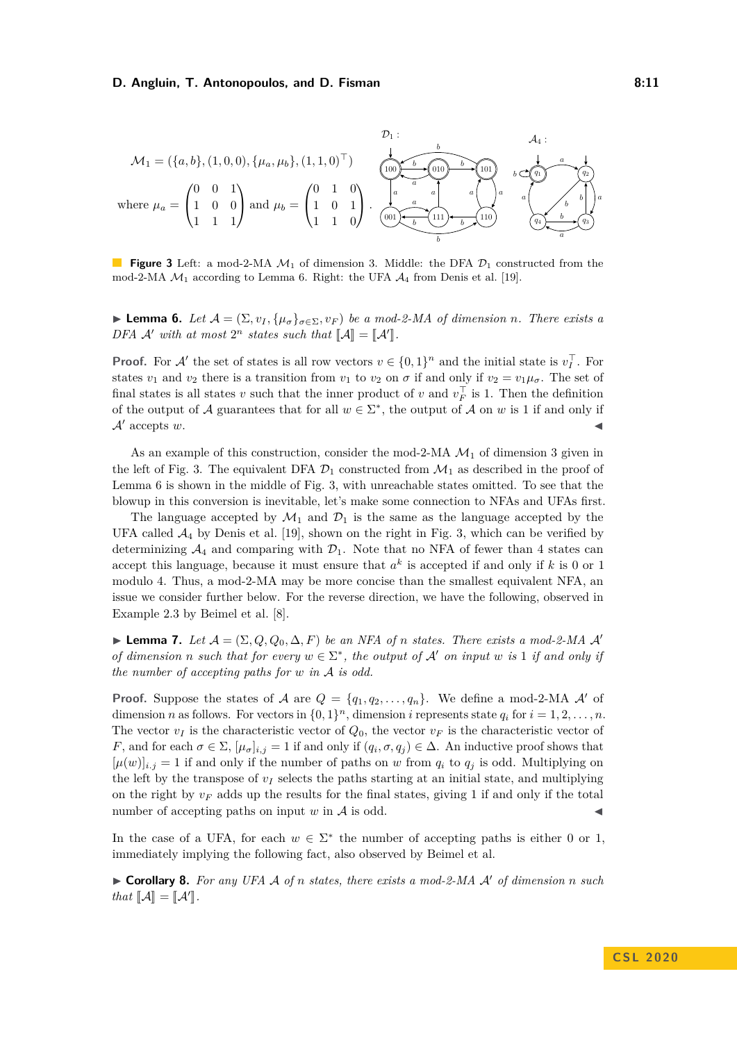$$\mathcal{M}_1 = (\{a,b\}, (1,0,0), \{\mu_a, \mu_b\}, (1,1,0)^\top)$$

$$\text{where } \mu_a = \begin{pmatrix} 0 & 0 & 1 \\ 1 & 0 & 0 \\ 1 & 1 & 1 \end{pmatrix} \text{ and } \mu_b = \begin{pmatrix} 0 & 1 & 0 \\ 1 & 0 & 1 \\ 1 & 1 & 0 \end{pmatrix}.$$

**Figure 3** Left: a mod-2-MA $\mathcal{M}_1$ of dimension 3. Middle: the DFA $\mathcal{D}_1$ constructed from the mod-2-MA $\mathcal{M}_1$ according to Lemma 6. Right: the UFA $\mathcal{A}_4$ from Denis et al. [19].

▶ **Lemma 6.** *Let $\mathcal{A} = (\Sigma, v_I, \{\mu_\sigma\}_{\sigma\in\Sigma}, v_F)$ be a mod-2-MA of dimension $n$. There exists a DFA $\mathcal{A}'$ with at most $2^n$ states such that $[\![\mathcal{A}]\!] = [\![\mathcal{A}']\!]$.*

**Proof.** For $\mathcal{A}'$ the set of states is all row vectors $v \in \{0,1\}^n$ and the initial state is $v_I^\top$. For states $v_1$ and $v_2$ there is a transition from $v_1$ to $v_2$ on $\sigma$ if and only if $v_2 = v_1\mu_\sigma$. The set of final states is all states $v$ such that the inner product of $v$ and $v_F^\top$ is 1. Then the definition of the output of $\mathcal{A}$ guarantees that for all $w \in \Sigma^*$, the output of $\mathcal{A}$ on $w$ is 1 if and only if $\mathcal{A}'$ accepts $w$. ◀

As an example of this construction, consider the mod-2-MA $\mathcal{M}_1$ of dimension 3 given in the left of Fig. 3. The equivalent DFA $\mathcal{D}_1$ constructed from $\mathcal{M}_1$ as described in the proof of Lemma 6 is shown in the middle of Fig. 3, with unreachable states omitted. To see that the blowup in this conversion is inevitable, let's make some connection to NFAs and UFAs first.

The language accepted by $\mathcal{M}_1$ and $\mathcal{D}_1$ is the same as the language accepted by the UFA called $\mathcal{A}_4$ by Denis et al. [19], shown on the right in Fig. 3, which can be verified by determinizing $\mathcal{A}_4$ and comparing with $\mathcal{D}_1$. Note that no NFA of fewer than 4 states can accept this language, because it must ensure that $a^k$ is accepted if and only if $k$ is 0 or 1 modulo 4. Thus, a mod-2-MA may be more concise than the smallest equivalent NFA, an issue we consider further below. For the reverse direction, we have the following, observed in Example 2.3 by Beimel et al. [8].

▶ **Lemma 7.** *Let $\mathcal{A} = (\Sigma, Q, Q_0, \Delta, F)$ be an NFA of $n$ states. There exists a mod-2-MA $\mathcal{A}'$ of dimension $n$ such that for every $w \in \Sigma^*$, the output of $\mathcal{A}'$ on input $w$ is 1 if and only if the number of accepting paths for $w$ in $\mathcal{A}$ is odd.*

**Proof.** Suppose the states of $\mathcal{A}$ are $Q = \{q_1, q_2, \ldots, q_n\}$. We define a mod-2-MA $\mathcal{A}'$ of dimension $n$ as follows. For vectors in $\{0,1\}^n$, dimension $i$ represents state $q_i$ for $i = 1, 2, \ldots, n$. The vector $v_I$ is the characteristic vector of $Q_0$, the vector $v_F$ is the characteristic vector of $F$, and for each $\sigma \in \Sigma$, $[\mu_\sigma]_{i,j} = 1$ if and only if $(q_i, \sigma, q_j) \in \Delta$. An inductive proof shows that $[\mu(w)]_{i,j} = 1$ if and only if the number of paths on $w$ from $q_i$ to $q_j$ is odd. Multiplying on the left by the transpose of $v_I$ selects the paths starting at an initial state, and multiplying on the right by $v_F$ adds up the results for the final states, giving 1 if and only if the total number of accepting paths on input $w$ in $\mathcal{A}$ is odd. ◀

In the case of a UFA, for each $w \in \Sigma^*$ the number of accepting paths is either 0 or 1, immediately implying the following fact, also observed by Beimel et al.

▶ **Corollary 8.** *For any UFA $\mathcal{A}$ of $n$ states, there exists a mod-2-MA $\mathcal{A}'$ of dimension $n$ such that $[\![\mathcal{A}]\!] = [\![\mathcal{A}']\!]$.*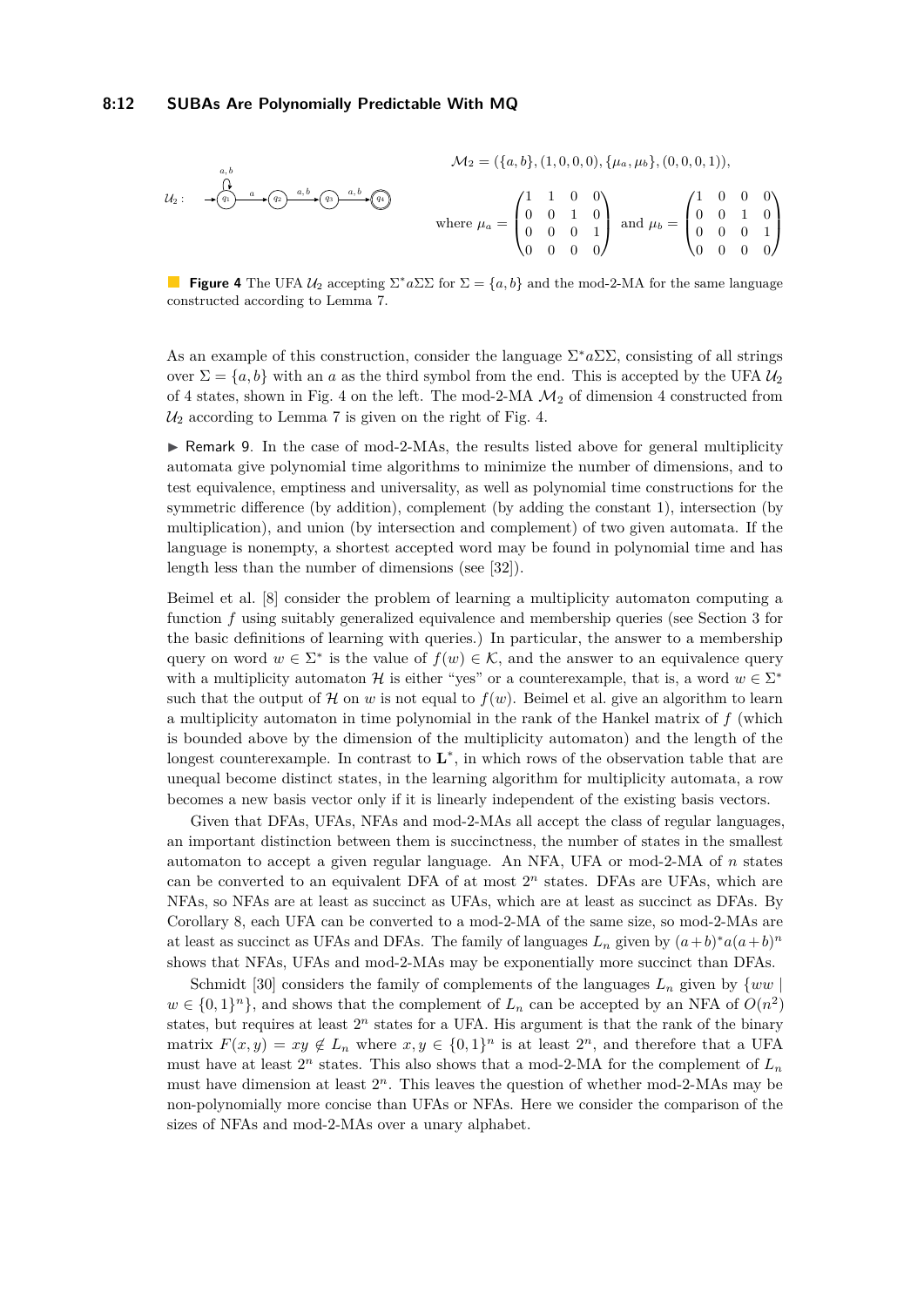$\mathcal{U}_2$ : (automaton diagram: $q_1 \xrightarrow{a} q_2 \xrightarrow{a,b} q_3 \xrightarrow{a,b} q_4$, with a loop $a,b$ on $q_1$)

$$\mathcal{M}_2 = (\{a,b\}, (1,0,0,0), \{\mu_a, \mu_b\}, (0,0,0,1)),$$

$$\text{where } \mu_a = \begin{pmatrix} 1 & 1 & 0 & 0 \\ 0 & 0 & 1 & 0 \\ 0 & 0 & 0 & 1 \\ 0 & 0 & 0 & 0 \end{pmatrix} \text{ and } \mu_b = \begin{pmatrix} 1 & 0 & 0 & 0 \\ 0 & 0 & 1 & 0 \\ 0 & 0 & 0 & 1 \\ 0 & 0 & 0 & 0 \end{pmatrix}$$

**Figure 4** The UFA $\mathcal{U}_2$ accepting $\Sigma^* a \Sigma\Sigma$ for $\Sigma = \{a, b\}$ and the mod-2-MA for the same language constructed according to Lemma 7.

As an example of this construction, consider the language $\Sigma^* a \Sigma\Sigma$, consisting of all strings over $\Sigma = \{a, b\}$ with an $a$ as the third symbol from the end. This is accepted by the UFA $\mathcal{U}_2$ of 4 states, shown in Fig. 4 on the left. The mod-2-MA $\mathcal{M}_2$ of dimension 4 constructed from $\mathcal{U}_2$ according to Lemma 7 is given on the right of Fig. 4.

▶ Remark 9. In the case of mod-2-MAs, the results listed above for general multiplicity automata give polynomial time algorithms to minimize the number of dimensions, and to test equivalence, emptiness and universality, as well as polynomial time constructions for the symmetric difference (by addition), complement (by adding the constant 1), intersection (by multiplication), and union (by intersection and complement) of two given automata. If the language is nonempty, a shortest accepted word may be found in polynomial time and has length less than the number of dimensions (see [32]).

Beimel et al. [8] consider the problem of learning a multiplicity automaton computing a function $f$ using suitably generalized equivalence and membership queries (see Section 3 for the basic definitions of learning with queries.) In particular, the answer to a membership query on word $w \in \Sigma^*$ is the value of $f(w) \in \mathcal{K}$, and the answer to an equivalence query with a multiplicity automaton $\mathcal{H}$ is either "yes" or a counterexample, that is, a word $w \in \Sigma^*$ such that the output of $\mathcal{H}$ on $w$ is not equal to $f(w)$. Beimel et al. give an algorithm to learn a multiplicity automaton in time polynomial in the rank of the Hankel matrix of $f$ (which is bounded above by the dimension of the multiplicity automaton) and the length of the longest counterexample. In contrast to $\mathbf{L}^*$, in which rows of the observation table that are unequal become distinct states, in the learning algorithm for multiplicity automata, a row becomes a new basis vector only if it is linearly independent of the existing basis vectors.

Given that DFAs, UFAs, NFAs and mod-2-MAs all accept the class of regular languages, an important distinction between them is succinctness, the number of states in the smallest automaton to accept a given regular language. An NFA, UFA or mod-2-MA of $n$ states can be converted to an equivalent DFA of at most $2^n$ states. DFAs are UFAs, which are NFAs, so NFAs are at least as succinct as UFAs, which are at least as succinct as DFAs. By Corollary 8, each UFA can be converted to a mod-2-MA of the same size, so mod-2-MAs are at least as succinct as UFAs and DFAs. The family of languages $L_n$ given by $(a+b)^* a (a+b)^n$ shows that NFAs, UFAs and mod-2-MAs may be exponentially more succinct than DFAs.

Schmidt [30] considers the family of complements of the languages $L_n$ given by $\{ww \mid w \in \{0,1\}^n\}$, and shows that the complement of $L_n$ can be accepted by an NFA of $O(n^2)$ states, but requires at least $2^n$ states for a UFA. His argument is that the rank of the binary matrix $F(x,y) = xy \notin L_n$ where $x, y \in \{0,1\}^n$ is at least $2^n$, and therefore that a UFA must have at least $2^n$ states. This also shows that a mod-2-MA for the complement of $L_n$ must have dimension at least $2^n$. This leaves the question of whether mod-2-MAs may be non-polynomially more concise than UFAs or NFAs. Here we consider the comparison of the sizes of NFAs and mod-2-MAs over a unary alphabet.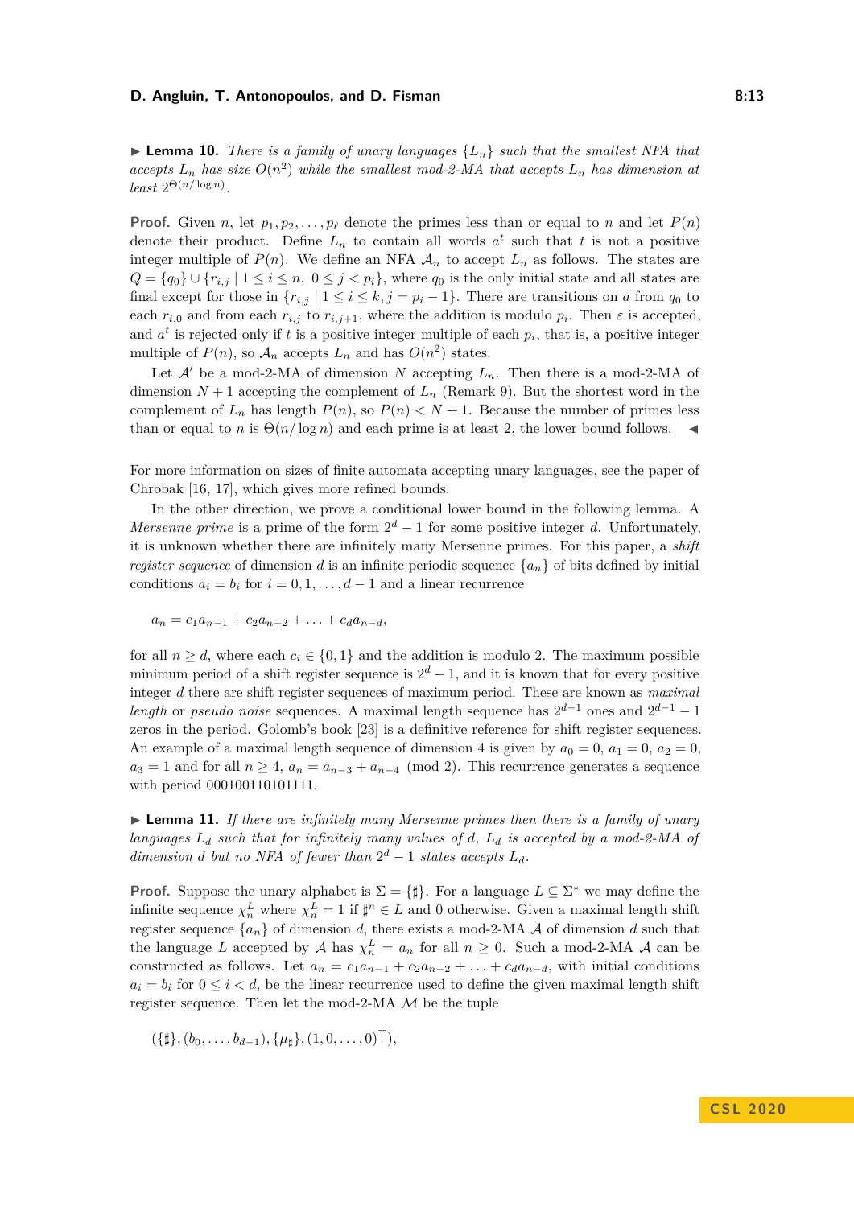▶ **Lemma 10.** *There is a family of unary languages $\{L_n\}$ such that the smallest NFA that accepts $L_n$ has size $O(n^2)$ while the smallest mod-2-MA that accepts $L_n$ has dimension at least $2^{\Theta(n/\log n)}$.*

**Proof.** Given $n$, let $p_1, p_2, \ldots, p_\ell$ denote the primes less than or equal to $n$ and let $P(n)$ denote their product. Define $L_n$ to contain all words $a^t$ such that $t$ is not a positive integer multiple of $P(n)$. We define an NFA $\mathcal{A}_n$ to accept $L_n$ as follows. The states are $Q = \{q_0\} \cup \{r_{i,j} \mid 1 \leq i \leq n,\ 0 \leq j < p_i\}$, where $q_0$ is the only initial state and all states are final except for those in $\{r_{i,j} \mid 1 \leq i \leq k, j = p_i - 1\}$. There are transitions on $a$ from $q_0$ to each $r_{i,0}$ and from each $r_{i,j}$ to $r_{i,j+1}$, where the addition is modulo $p_i$. Then $\varepsilon$ is accepted, and $a^t$ is rejected only if $t$ is a positive integer multiple of each $p_i$, that is, a positive integer multiple of $P(n)$, so $\mathcal{A}_n$ accepts $L_n$ and has $O(n^2)$ states.

Let $\mathcal{A}'$ be a mod-2-MA of dimension $N$ accepting $L_n$. Then there is a mod-2-MA of dimension $N+1$ accepting the complement of $L_n$ (Remark 9). But the shortest word in the complement of $L_n$ has length $P(n)$, so $P(n) < N + 1$. Because the number of primes less than or equal to $n$ is $\Theta(n/\log n)$ and each prime is at least 2, the lower bound follows. ◀

For more information on sizes of finite automata accepting unary languages, see the paper of Chrobak [16, 17], which gives more refined bounds.

In the other direction, we prove a conditional lower bound in the following lemma. A *Mersenne prime* is a prime of the form $2^d - 1$ for some positive integer $d$. Unfortunately, it is unknown whether there are infinitely many Mersenne primes. For this paper, a *shift register sequence* of dimension $d$ is an infinite periodic sequence $\{a_n\}$ of bits defined by initial conditions $a_i = b_i$ for $i = 0, 1, \ldots, d-1$ and a linear recurrence

$$a_n = c_1 a_{n-1} + c_2 a_{n-2} + \ldots + c_d a_{n-d},$$

for all $n \geq d$, where each $c_i \in \{0, 1\}$ and the addition is modulo 2. The maximum possible minimum period of a shift register sequence is $2^d - 1$, and it is known that for every positive integer $d$ there are shift register sequences of maximum period. These are known as *maximal length* or *pseudo noise* sequences. A maximal length sequence has $2^{d-1}$ ones and $2^{d-1} - 1$ zeros in the period. Golomb's book [23] is a definitive reference for shift register sequences. An example of a maximal length sequence of dimension 4 is given by $a_0 = 0$, $a_1 = 0$, $a_2 = 0$, $a_3 = 1$ and for all $n \geq 4$, $a_n = a_{n-3} + a_{n-4} \pmod 2$. This recurrence generates a sequence with period 000100110101111.

▶ **Lemma 11.** *If there are infinitely many Mersenne primes then there is a family of unary languages $L_d$ such that for infinitely many values of $d$, $L_d$ is accepted by a mod-2-MA of dimension $d$ but no NFA of fewer than $2^d - 1$ states accepts $L_d$.*

**Proof.** Suppose the unary alphabet is $\Sigma = \{\sharp\}$. For a language $L \subseteq \Sigma^*$ we may define the infinite sequence $\chi^L_n$ where $\chi^L_n = 1$ if $\sharp^n \in L$ and 0 otherwise. Given a maximal length shift register sequence $\{a_n\}$ of dimension $d$, there exists a mod-2-MA $\mathcal{A}$ of dimension $d$ such that the language $L$ accepted by $\mathcal{A}$ has $\chi^L_n = a_n$ for all $n \geq 0$. Such a mod-2-MA $\mathcal{A}$ can be constructed as follows. Let $a_n = c_1 a_{n-1} + c_2 a_{n-2} + \ldots + c_d a_{n-d}$, with initial conditions $a_i = b_i$ for $0 \leq i < d$, be the linear recurrence used to define the given maximal length shift register sequence. Then let the mod-2-MA $\mathcal{M}$ be the tuple

$$(\{\sharp\}, (b_0, \ldots, b_{d-1}), \{\mu_\sharp\}, (1, 0, \ldots, 0)^\top),$$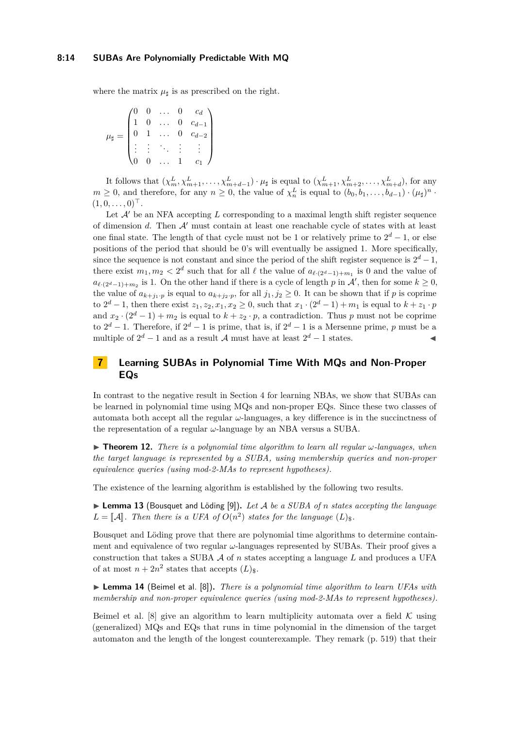where the matrix $\mu_\sharp$ is as prescribed on the right.

$$\mu_\sharp = \begin{pmatrix} 0 & 0 & \dots & 0 & c_d \\ 1 & 0 & \dots & 0 & c_{d-1} \\ 0 & 1 & \dots & 0 & c_{d-2} \\ \vdots & \vdots & \ddots & \vdots & \vdots \\ 0 & 0 & \dots & 1 & c_1 \end{pmatrix}$$

It follows that $(\chi^L_m, \chi^L_{m+1}, \dots, \chi^L_{m+d-1}) \cdot \mu_\sharp$ is equal to $(\chi^L_{m+1}, \chi^L_{m+2}, \dots, \chi^L_{m+d})$, for any $m \geq 0$, and therefore, for any $n \geq 0$, the value of $\chi^L_n$ is equal to $(b_0, b_1, \dots, b_{d-1}) \cdot (\mu_\sharp)^n \cdot (1, 0, \dots, 0)^\top$.

Let $\mathcal{A}'$ be an NFA accepting $L$ corresponding to a maximal length shift register sequence of dimension $d$. Then $\mathcal{A}'$ must contain at least one reachable cycle of states with at least one final state. The length of that cycle must not be 1 or relatively prime to $2^d - 1$, or else positions of the period that should be 0's will eventually be assigned 1. More specifically, since the sequence is not constant and since the period of the shift register sequence is $2^d - 1$, there exist $m_1, m_2 < 2^d$ such that for all $\ell$ the value of $a_{\ell \cdot (2^d-1)+m_1}$ is 0 and the value of $a_{\ell \cdot (2^d-1)+m_2}$ is 1. On the other hand if there is a cycle of length $p$ in $\mathcal{A}'$, then for some $k \geq 0$, the value of $a_{k+j_1 \cdot p}$ is equal to $a_{k+j_2 \cdot p}$, for all $j_1, j_2 \geq 0$. It can be shown that if $p$ is coprime to $2^d - 1$, then there exist $z_1, z_2, x_1, x_2 \geq 0$, such that $x_1 \cdot (2^d - 1) + m_1$ is equal to $k + z_1 \cdot p$ and $x_2 \cdot (2^d - 1) + m_2$ is equal to $k + z_2 \cdot p$, a contradiction. Thus $p$ must not be coprime to $2^d - 1$. Therefore, if $2^d - 1$ is prime, that is, if $2^d - 1$ is a Mersenne prime, $p$ must be a multiple of $2^d - 1$ and as a result $\mathcal{A}$ must have at least $2^d - 1$ states. ◀

## 7 Learning SUBAs in Polynomial Time With MQs and Non-Proper EQs

In contrast to the negative result in Section 4 for learning NBAs, we show that SUBAs can be learned in polynomial time using MQs and non-proper EQs. Since these two classes of automata both accept all the regular $\omega$-languages, a key difference is in the succinctness of the representation of a regular $\omega$-language by an NBA versus a SUBA.

▶ **Theorem 12.** *There is a polynomial time algorithm to learn all regular $\omega$-languages, when the target language is represented by a SUBA, using membership queries and non-proper equivalence queries (using mod-2-MAs to represent hypotheses).*

The existence of the learning algorithm is established by the following two results.

▶ **Lemma 13** (Bousquet and Löding [9]). *Let $\mathcal{A}$ be a SUBA of $n$ states accepting the language $L = [\![\mathcal{A}]\!]$. Then there is a UFA of $O(n^2)$ states for the language $(L)_\$$.*

Bousquet and Löding prove that there are polynomial time algorithms to determine containment and equivalence of two regular $\omega$-languages represented by SUBAs. Their proof gives a construction that takes a SUBA $\mathcal{A}$ of $n$ states accepting a language $L$ and produces a UFA of at most $n + 2n^2$ states that accepts $(L)_\$$.

▶ **Lemma 14** (Beimel et al. [8]). *There is a polynomial time algorithm to learn UFAs with membership and non-proper equivalence queries (using mod-2-MAs to represent hypotheses).*

Beimel et al. [8] give an algorithm to learn multiplicity automata over a field $\mathcal{K}$ using (generalized) MQs and EQs that runs in time polynomial in the dimension of the target automaton and the length of the longest counterexample. They remark (p. 519) that their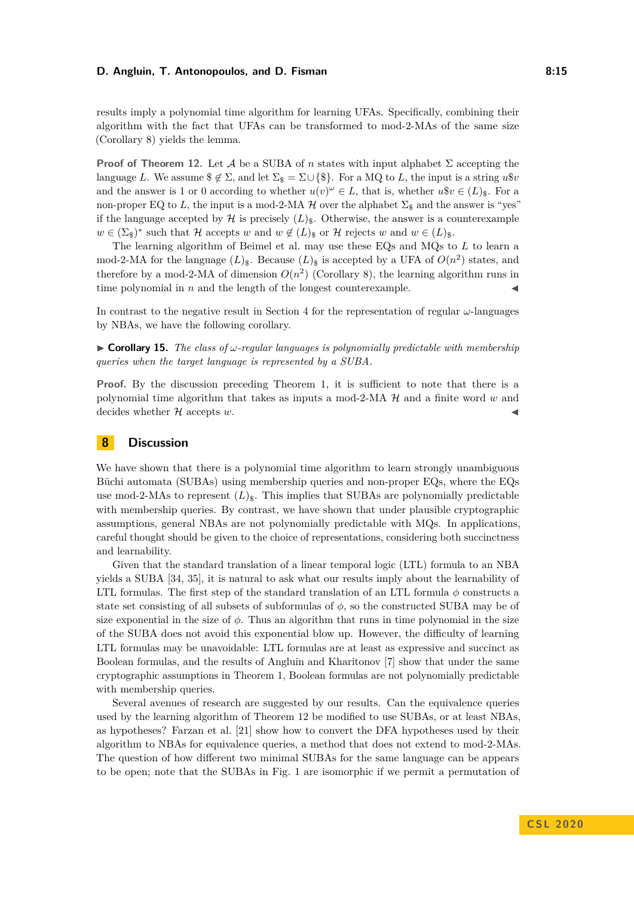results imply a polynomial time algorithm for learning UFAs. Specifically, combining their algorithm with the fact that UFAs can be transformed to mod-2-MAs of the same size (Corollary 8) yields the lemma.

**Proof of Theorem 12.** Let $\mathcal{A}$ be a SUBA of $n$ states with input alphabet $\Sigma$ accepting the language $L$. We assume $\$ \notin \Sigma$, and let $\Sigma_\$ = \Sigma \cup \{\$\}$. For a MQ to $L$, the input is a string $u\$v$ and the answer is 1 or 0 according to whether $u(v)^\omega \in L$, that is, whether $u\$v \in (L)_\$$. For a non-proper EQ to $L$, the input is a mod-2-MA $\mathcal{H}$ over the alphabet $\Sigma_\$$ and the answer is "yes" if the language accepted by $\mathcal{H}$ is precisely $(L)_\$$. Otherwise, the answer is a counterexample $w \in (\Sigma_\$)^*$ such that $\mathcal{H}$ accepts $w$ and $w \notin (L)_\$$ or $\mathcal{H}$ rejects $w$ and $w \in (L)_\$$.

The learning algorithm of Beimel et al. may use these EQs and MQs to $L$ to learn a mod-2-MA for the language $(L)_\$$. Because $(L)_\$$ is accepted by a UFA of $O(n^2)$ states, and therefore by a mod-2-MA of dimension $O(n^2)$ (Corollary 8), the learning algorithm runs in time polynomial in $n$ and the length of the longest counterexample. ◀

In contrast to the negative result in Section 4 for the representation of regular $\omega$-languages by NBAs, we have the following corollary.

▶ **Corollary 15.** *The class of $\omega$-regular languages is polynomially predictable with membership queries when the target language is represented by a SUBA.*

**Proof.** By the discussion preceding Theorem 1, it is sufficient to note that there is a polynomial time algorithm that takes as inputs a mod-2-MA $\mathcal{H}$ and a finite word $w$ and decides whether $\mathcal{H}$ accepts $w$. ◀

## 8 Discussion

We have shown that there is a polynomial time algorithm to learn strongly unambiguous Büchi automata (SUBAs) using membership queries and non-proper EQs, where the EQs use mod-2-MAs to represent $(L)_\$$. This implies that SUBAs are polynomially predictable with membership queries. By contrast, we have shown that under plausible cryptographic assumptions, general NBAs are not polynomially predictable with MQs. In applications, careful thought should be given to the choice of representations, considering both succinctness and learnability.

Given that the standard translation of a linear temporal logic (LTL) formula to an NBA yields a SUBA [34, 35], it is natural to ask what our results imply about the learnability of LTL formulas. The first step of the standard translation of an LTL formula $\phi$ constructs a state set consisting of all subsets of subformulas of $\phi$, so the constructed SUBA may be of size exponential in the size of $\phi$. Thus an algorithm that runs in time polynomial in the size of the SUBA does not avoid this exponential blow up. However, the difficulty of learning LTL formulas may be unavoidable: LTL formulas are at least as expressive and succinct as Boolean formulas, and the results of Angluin and Kharitonov [7] show that under the same cryptographic assumptions in Theorem 1, Boolean formulas are not polynomially predictable with membership queries.

Several avenues of research are suggested by our results. Can the equivalence queries used by the learning algorithm of Theorem 12 be modified to use SUBAs, or at least NBAs, as hypotheses? Farzan et al. [21] show how to convert the DFA hypotheses used by their algorithm to NBAs for equivalence queries, a method that does not extend to mod-2-MAs. The question of how different two minimal SUBAs for the same language can be appears to be open; note that the SUBAs in Fig. 1 are isomorphic if we permit a permutation of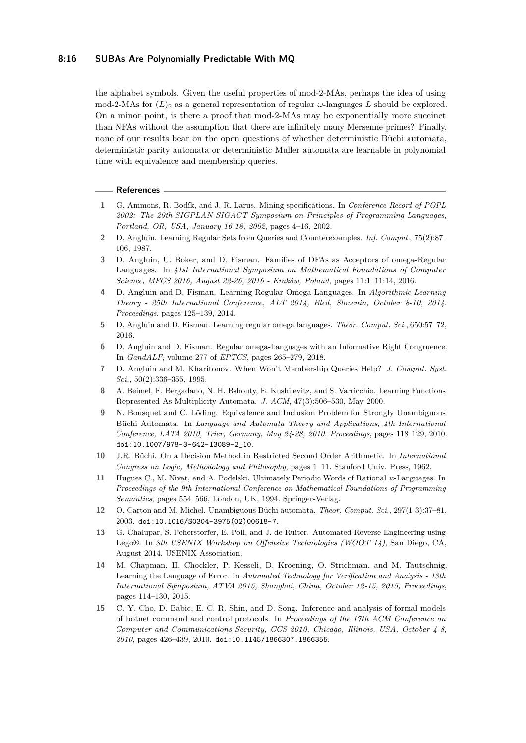the alphabet symbols. Given the useful properties of mod-2-MAs, perhaps the idea of using mod-2-MAs for $(L)_\$$ as a general representation of regular $\omega$-languages $L$ should be explored. On a minor point, is there a proof that mod-2-MAs may be exponentially more succinct than NFAs without the assumption that there are infinitely many Mersenne primes? Finally, none of our results bear on the open questions of whether deterministic Büchi automata, deterministic parity automata or deterministic Muller automata are learnable in polynomial time with equivalence and membership queries.

## References

1. G. Ammons, R. Bodík, and J. R. Larus. Mining specifications. In *Conference Record of POPL 2002: The 29th SIGPLAN-SIGACT Symposium on Principles of Programming Languages, Portland, OR, USA, January 16-18, 2002*, pages 4–16, 2002.
2. D. Angluin. Learning Regular Sets from Queries and Counterexamples. *Inf. Comput.*, 75(2):87–106, 1987.
3. D. Angluin, U. Boker, and D. Fisman. Families of DFAs as Acceptors of omega-Regular Languages. In *41st International Symposium on Mathematical Foundations of Computer Science, MFCS 2016, August 22-26, 2016 - Kraków, Poland*, pages 11:1–11:14, 2016.
4. D. Angluin and D. Fisman. Learning Regular Omega Languages. In *Algorithmic Learning Theory - 25th International Conference, ALT 2014, Bled, Slovenia, October 8-10, 2014. Proceedings*, pages 125–139, 2014.
5. D. Angluin and D. Fisman. Learning regular omega languages. *Theor. Comput. Sci.*, 650:57–72, 2016.
6. D. Angluin and D. Fisman. Regular omega-Languages with an Informative Right Congruence. In *GandALF*, volume 277 of *EPTCS*, pages 265–279, 2018.
7. D. Angluin and M. Kharitonov. When Won't Membership Queries Help? *J. Comput. Syst. Sci.*, 50(2):336–355, 1995.
8. A. Beimel, F. Bergadano, N. H. Bshouty, E. Kushilevitz, and S. Varricchio. Learning Functions Represented As Multiplicity Automata. *J. ACM*, 47(3):506–530, May 2000.
9. N. Bousquet and C. Löding. Equivalence and Inclusion Problem for Strongly Unambiguous Büchi Automata. In *Language and Automata Theory and Applications, 4th International Conference, LATA 2010, Trier, Germany, May 24-28, 2010. Proceedings*, pages 118–129, 2010. doi:10.1007/978-3-642-13089-2_10.
10. J.R. Büchi. On a Decision Method in Restricted Second Order Arithmetic. In *International Congress on Logic, Methodology and Philosophy*, pages 1–11. Stanford Univ. Press, 1962.
11. Hugues C., M. Nivat, and A. Podelski. Ultimately Periodic Words of Rational *w*-Languages. In *Proceedings of the 9th International Conference on Mathematical Foundations of Programming Semantics*, pages 554–566, London, UK, 1994. Springer-Verlag.
12. O. Carton and M. Michel. Unambiguous Büchi automata. *Theor. Comput. Sci.*, 297(1-3):37–81, 2003. doi:10.1016/S0304-3975(02)00618-7.
13. G. Chalupar, S. Peherstorfer, E. Poll, and J. de Ruiter. Automated Reverse Engineering using Lego®. In *8th USENIX Workshop on Offensive Technologies (WOOT 14)*, San Diego, CA, August 2014. USENIX Association.
14. M. Chapman, H. Chockler, P. Kesseli, D. Kroening, O. Strichman, and M. Tautschnig. Learning the Language of Error. In *Automated Technology for Verification and Analysis - 13th International Symposium, ATVA 2015, Shanghai, China, October 12-15, 2015, Proceedings*, pages 114–130, 2015.
15. C. Y. Cho, D. Babic, E. C. R. Shin, and D. Song. Inference and analysis of formal models of botnet command and control protocols. In *Proceedings of the 17th ACM Conference on Computer and Communications Security, CCS 2010, Chicago, Illinois, USA, October 4-8, 2010*, pages 426–439, 2010. doi:10.1145/1866307.1866355.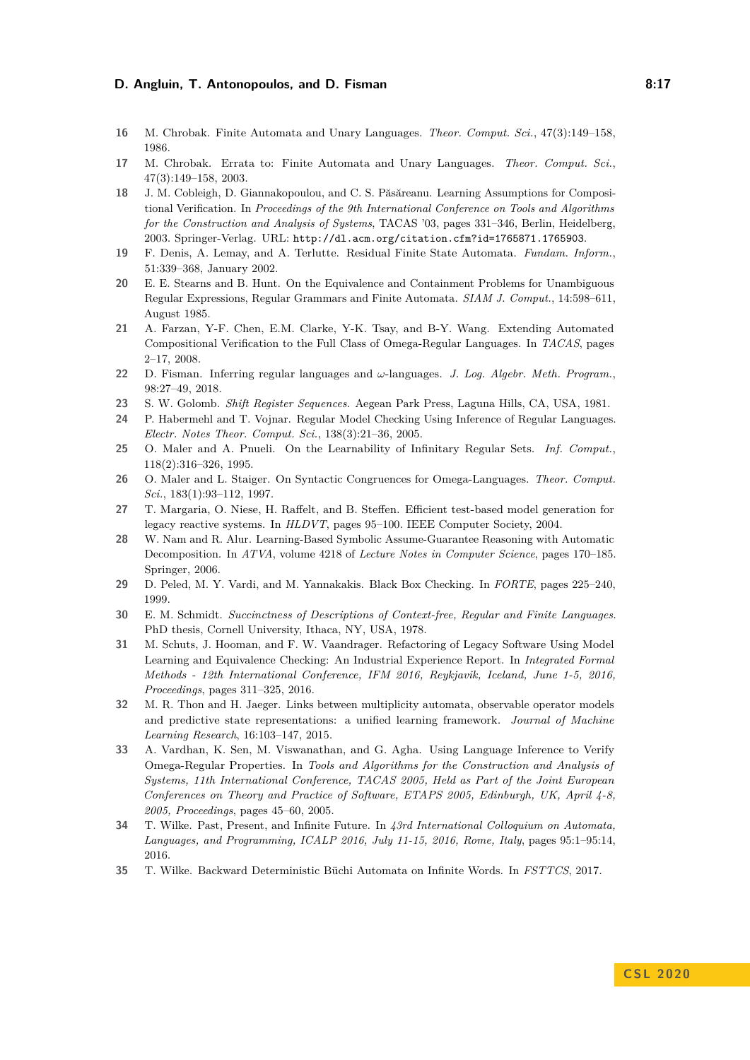16 M. Chrobak. Finite Automata and Unary Languages. *Theor. Comput. Sci.*, 47(3):149–158, 1986.

17 M. Chrobak. Errata to: Finite Automata and Unary Languages. *Theor. Comput. Sci.*, 47(3):149–158, 2003.

18 J. M. Cobleigh, D. Giannakopoulou, and C. S. Păsăreanu. Learning Assumptions for Compositional Verification. In *Proceedings of the 9th International Conference on Tools and Algorithms for the Construction and Analysis of Systems*, TACAS '03, pages 331–346, Berlin, Heidelberg, 2003. Springer-Verlag. URL: http://dl.acm.org/citation.cfm?id=1765871.1765903.

19 F. Denis, A. Lemay, and A. Terlutte. Residual Finite State Automata. *Fundam. Inform.*, 51:339–368, January 2002.

20 E. E. Stearns and B. Hunt. On the Equivalence and Containment Problems for Unambiguous Regular Expressions, Regular Grammars and Finite Automata. *SIAM J. Comput.*, 14:598–611, August 1985.

21 A. Farzan, Y-F. Chen, E.M. Clarke, Y-K. Tsay, and B-Y. Wang. Extending Automated Compositional Verification to the Full Class of Omega-Regular Languages. In *TACAS*, pages 2–17, 2008.

22 D. Fisman. Inferring regular languages and $\omega$-languages. *J. Log. Algebr. Meth. Program.*, 98:27–49, 2018.

23 S. W. Golomb. *Shift Register Sequences*. Aegean Park Press, Laguna Hills, CA, USA, 1981.

24 P. Habermehl and T. Vojnar. Regular Model Checking Using Inference of Regular Languages. *Electr. Notes Theor. Comput. Sci.*, 138(3):21–36, 2005.

25 O. Maler and A. Pnueli. On the Learnability of Infinitary Regular Sets. *Inf. Comput.*, 118(2):316–326, 1995.

26 O. Maler and L. Staiger. On Syntactic Congruences for Omega-Languages. *Theor. Comput. Sci.*, 183(1):93–112, 1997.

27 T. Margaria, O. Niese, H. Raffelt, and B. Steffen. Efficient test-based model generation for legacy reactive systems. In *HLDVT*, pages 95–100. IEEE Computer Society, 2004.

28 W. Nam and R. Alur. Learning-Based Symbolic Assume-Guarantee Reasoning with Automatic Decomposition. In *ATVA*, volume 4218 of *Lecture Notes in Computer Science*, pages 170–185. Springer, 2006.

29 D. Peled, M. Y. Vardi, and M. Yannakakis. Black Box Checking. In *FORTE*, pages 225–240, 1999.

30 E. M. Schmidt. *Succinctness of Descriptions of Context-free, Regular and Finite Languages*. PhD thesis, Cornell University, Ithaca, NY, USA, 1978.

31 M. Schuts, J. Hooman, and F. W. Vaandrager. Refactoring of Legacy Software Using Model Learning and Equivalence Checking: An Industrial Experience Report. In *Integrated Formal Methods - 12th International Conference, IFM 2016, Reykjavik, Iceland, June 1-5, 2016, Proceedings*, pages 311–325, 2016.

32 M. R. Thon and H. Jaeger. Links between multiplicity automata, observable operator models and predictive state representations: a unified learning framework. *Journal of Machine Learning Research*, 16:103–147, 2015.

33 A. Vardhan, K. Sen, M. Viswanathan, and G. Agha. Using Language Inference to Verify Omega-Regular Properties. In *Tools and Algorithms for the Construction and Analysis of Systems, 11th International Conference, TACAS 2005, Held as Part of the Joint European Conferences on Theory and Practice of Software, ETAPS 2005, Edinburgh, UK, April 4-8, 2005, Proceedings*, pages 45–60, 2005.

34 T. Wilke. Past, Present, and Infinite Future. In *43rd International Colloquium on Automata, Languages, and Programming, ICALP 2016, July 11-15, 2016, Rome, Italy*, pages 95:1–95:14, 2016.

35 T. Wilke. Backward Deterministic Büchi Automata on Infinite Words. In *FSTTCS*, 2017.